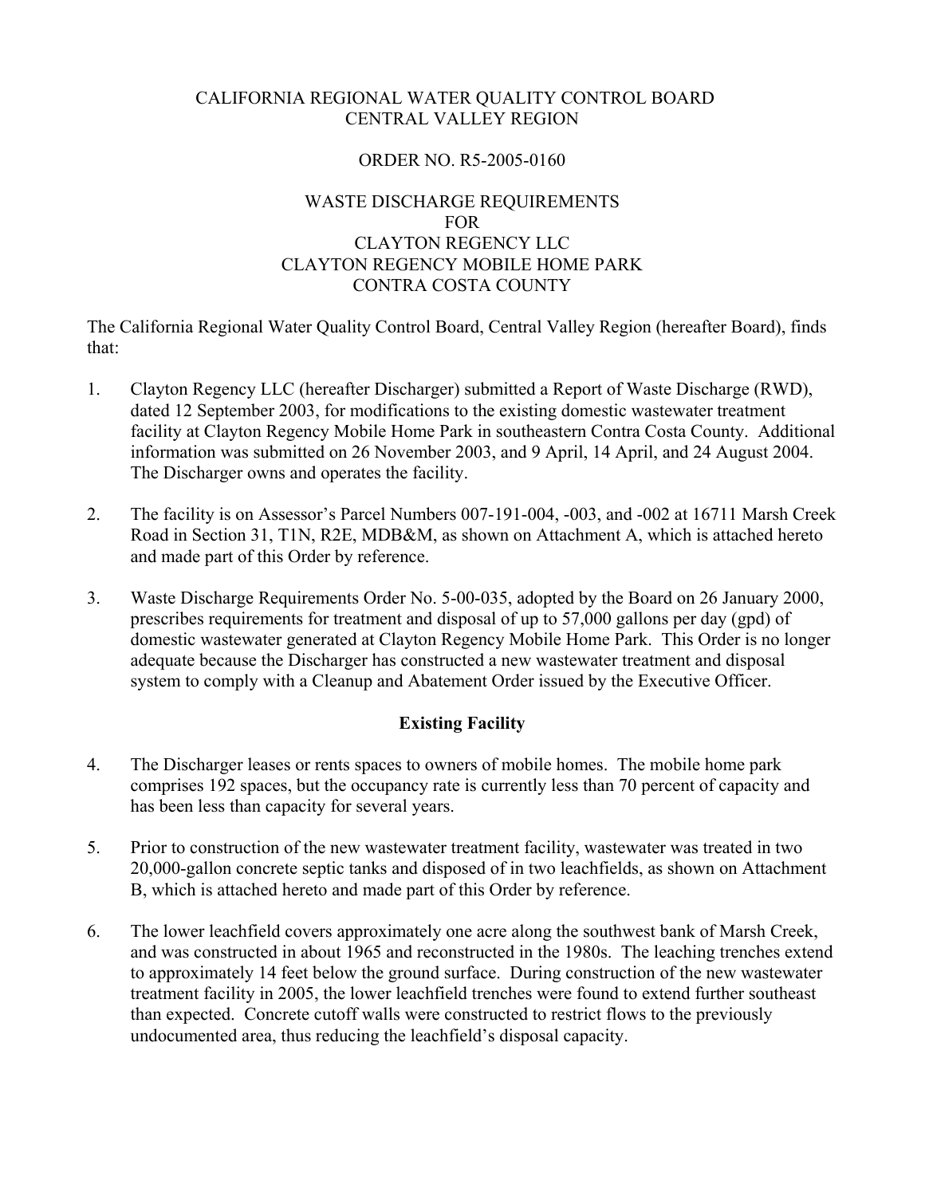# CALIFORNIA REGIONAL WATER QUALITY CONTROL BOARD
# CENTRAL VALLEY REGION

## ORDER NO. R5-2005-0160

## WASTE DISCHARGE REQUIREMENTS FOR CLAYTON REGENCY LLC CLAYTON REGENCY MOBILE HOME PARK CONTRA COSTA COUNTY

The California Regional Water Quality Control Board, Central Valley Region (hereafter Board), finds that:

1. Clayton Regency LLC (hereafter Discharger) submitted a Report of Waste Discharge (RWD), dated 12 September 2003, for modifications to the existing domestic wastewater treatment facility at Clayton Regency Mobile Home Park in southeastern Contra Costa County. Additional information was submitted on 26 November 2003, and 9 April, 14 April, and 24 August 2004. The Discharger owns and operates the facility.

2. The facility is on Assessor's Parcel Numbers 007-191-004, -003, and -002 at 16711 Marsh Creek Road in Section 31, T1N, R2E, MDB&M, as shown on Attachment A, which is attached hereto and made part of this Order by reference.

3. Waste Discharge Requirements Order No. 5-00-035, adopted by the Board on 26 January 2000, prescribes requirements for treatment and disposal of up to 57,000 gallons per day (gpd) of domestic wastewater generated at Clayton Regency Mobile Home Park. This Order is no longer adequate because the Discharger has constructed a new wastewater treatment and disposal system to comply with a Cleanup and Abatement Order issued by the Executive Officer.

**Existing Facility**

4. The Discharger leases or rents spaces to owners of mobile homes. The mobile home park comprises 192 spaces, but the occupancy rate is currently less than 70 percent of capacity and has been less than capacity for several years.

5. Prior to construction of the new wastewater treatment facility, wastewater was treated in two 20,000-gallon concrete septic tanks and disposed of in two leachfields, as shown on Attachment B, which is attached hereto and made part of this Order by reference.

6. The lower leachfield covers approximately one acre along the southwest bank of Marsh Creek, and was constructed in about 1965 and reconstructed in the 1980s. The leaching trenches extend to approximately 14 feet below the ground surface. During construction of the new wastewater treatment facility in 2005, the lower leachfield trenches were found to extend further southeast than expected. Concrete cutoff walls were constructed to restrict flows to the previously undocumented area, thus reducing the leachfield's disposal capacity.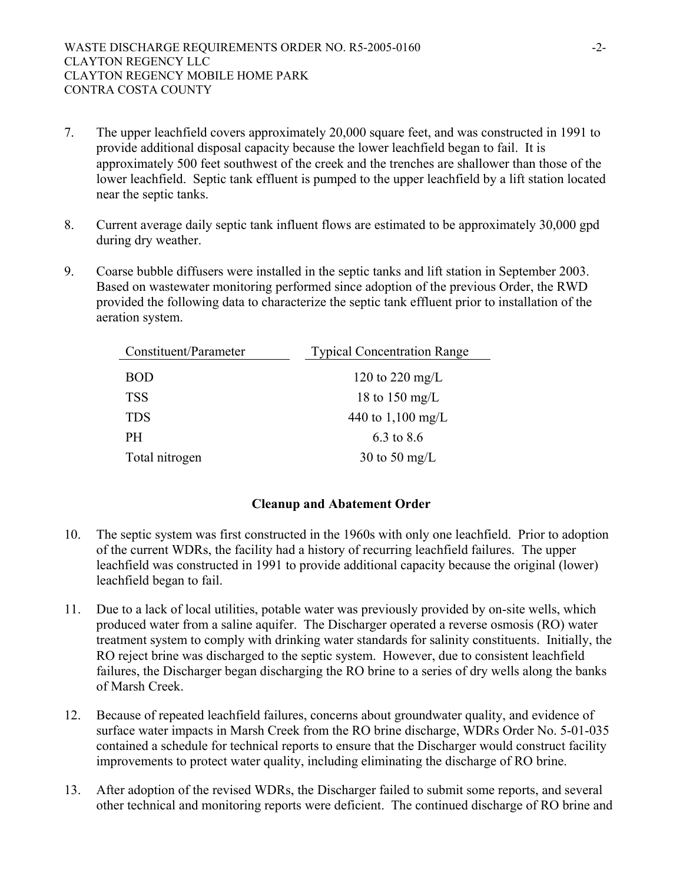7. The upper leachfield covers approximately 20,000 square feet, and was constructed in 1991 to provide additional disposal capacity because the lower leachfield began to fail. It is approximately 500 feet southwest of the creek and the trenches are shallower than those of the lower leachfield. Septic tank effluent is pumped to the upper leachfield by a lift station located near the septic tanks.

8. Current average daily septic tank influent flows are estimated to be approximately 30,000 gpd during dry weather.

9. Coarse bubble diffusers were installed in the septic tanks and lift station in September 2003. Based on wastewater monitoring performed since adoption of the previous Order, the RWD provided the following data to characterize the septic tank effluent prior to installation of the aeration system.

| Constituent/Parameter | Typical Concentration Range |
|---|---|
| BOD | 120 to 220 mg/L |
| TSS | 18 to 150 mg/L |
| TDS | 440 to 1,100 mg/L |
| PH | 6.3 to 8.6 |
| Total nitrogen | 30 to 50 mg/L |

## Cleanup and Abatement Order

10. The septic system was first constructed in the 1960s with only one leachfield. Prior to adoption of the current WDRs, the facility had a history of recurring leachfield failures. The upper leachfield was constructed in 1991 to provide additional capacity because the original (lower) leachfield began to fail.

11. Due to a lack of local utilities, potable water was previously provided by on-site wells, which produced water from a saline aquifer. The Discharger operated a reverse osmosis (RO) water treatment system to comply with drinking water standards for salinity constituents. Initially, the RO reject brine was discharged to the septic system. However, due to consistent leachfield failures, the Discharger began discharging the RO brine to a series of dry wells along the banks of Marsh Creek.

12. Because of repeated leachfield failures, concerns about groundwater quality, and evidence of surface water impacts in Marsh Creek from the RO brine discharge, WDRs Order No. 5-01-035 contained a schedule for technical reports to ensure that the Discharger would construct facility improvements to protect water quality, including eliminating the discharge of RO brine.

13. After adoption of the revised WDRs, the Discharger failed to submit some reports, and several other technical and monitoring reports were deficient. The continued discharge of RO brine and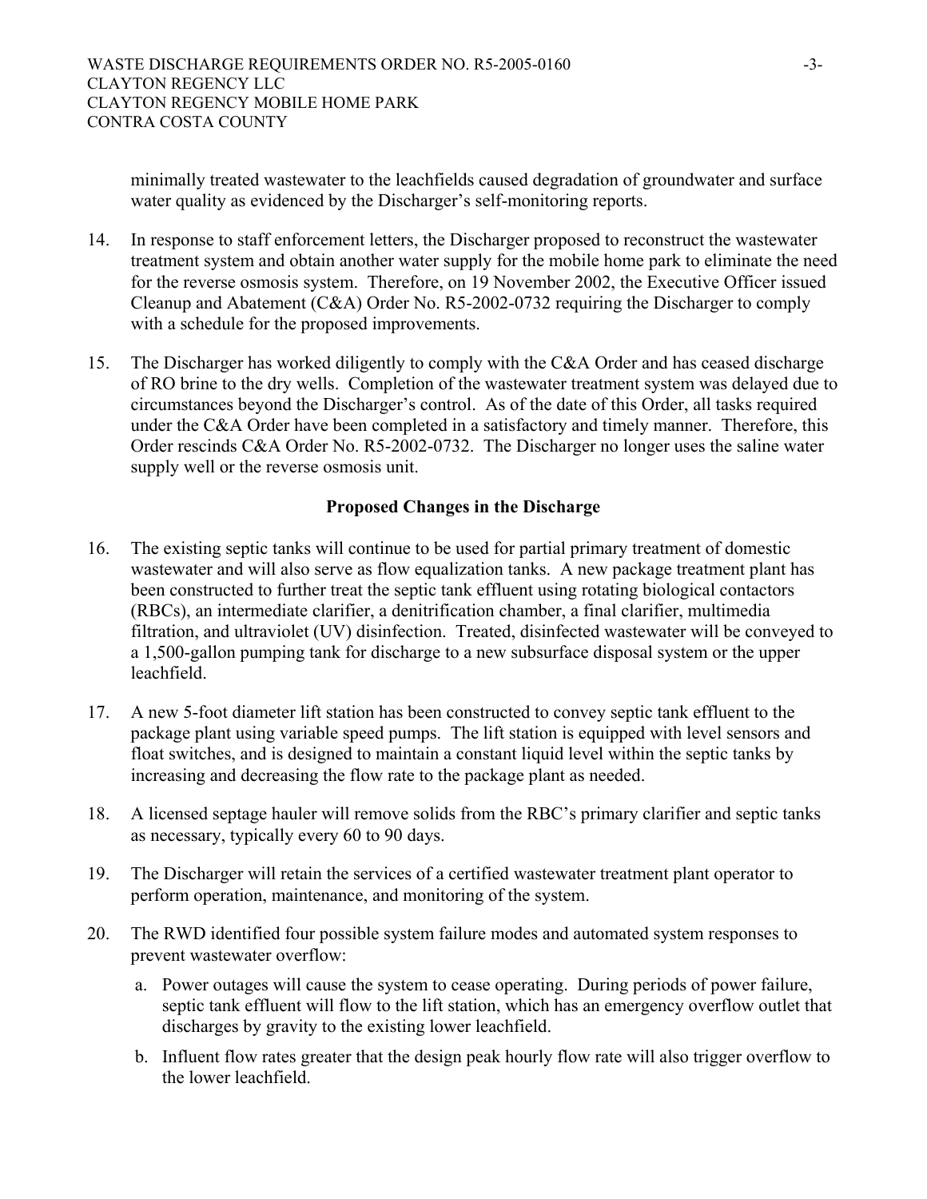minimally treated wastewater to the leachfields caused degradation of groundwater and surface water quality as evidenced by the Discharger's self-monitoring reports.

14. In response to staff enforcement letters, the Discharger proposed to reconstruct the wastewater treatment system and obtain another water supply for the mobile home park to eliminate the need for the reverse osmosis system. Therefore, on 19 November 2002, the Executive Officer issued Cleanup and Abatement (C&A) Order No. R5-2002-0732 requiring the Discharger to comply with a schedule for the proposed improvements.

15. The Discharger has worked diligently to comply with the C&A Order and has ceased discharge of RO brine to the dry wells. Completion of the wastewater treatment system was delayed due to circumstances beyond the Discharger's control. As of the date of this Order, all tasks required under the C&A Order have been completed in a satisfactory and timely manner. Therefore, this Order rescinds C&A Order No. R5-2002-0732. The Discharger no longer uses the saline water supply well or the reverse osmosis unit.

## Proposed Changes in the Discharge

16. The existing septic tanks will continue to be used for partial primary treatment of domestic wastewater and will also serve as flow equalization tanks. A new package treatment plant has been constructed to further treat the septic tank effluent using rotating biological contactors (RBCs), an intermediate clarifier, a denitrification chamber, a final clarifier, multimedia filtration, and ultraviolet (UV) disinfection. Treated, disinfected wastewater will be conveyed to a 1,500-gallon pumping tank for discharge to a new subsurface disposal system or the upper leachfield.

17. A new 5-foot diameter lift station has been constructed to convey septic tank effluent to the package plant using variable speed pumps. The lift station is equipped with level sensors and float switches, and is designed to maintain a constant liquid level within the septic tanks by increasing and decreasing the flow rate to the package plant as needed.

18. A licensed septage hauler will remove solids from the RBC's primary clarifier and septic tanks as necessary, typically every 60 to 90 days.

19. The Discharger will retain the services of a certified wastewater treatment plant operator to perform operation, maintenance, and monitoring of the system.

20. The RWD identified four possible system failure modes and automated system responses to prevent wastewater overflow:

    a. Power outages will cause the system to cease operating. During periods of power failure, septic tank effluent will flow to the lift station, which has an emergency overflow outlet that discharges by gravity to the existing lower leachfield.

    b. Influent flow rates greater that the design peak hourly flow rate will also trigger overflow to the lower leachfield.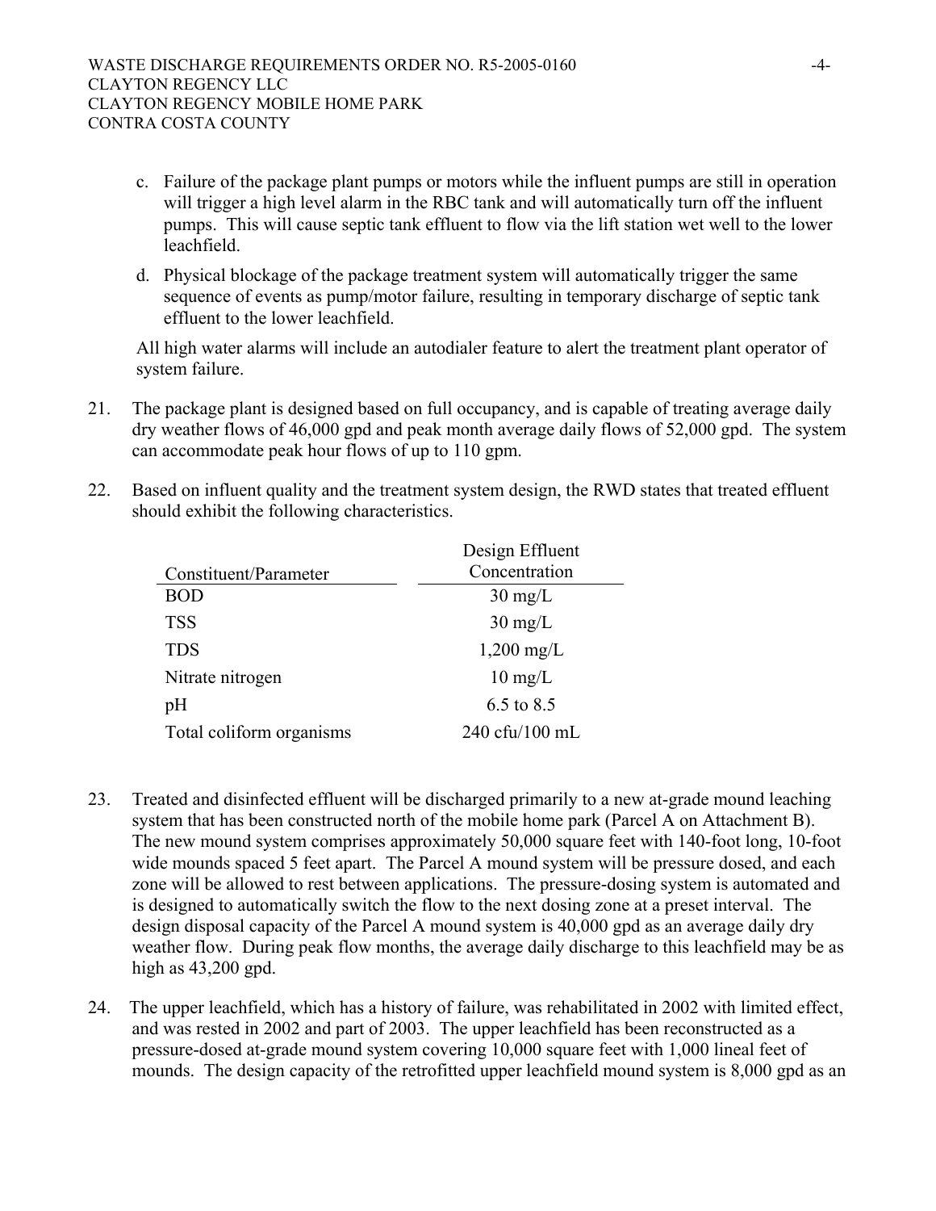c. Failure of the package plant pumps or motors while the influent pumps are still in operation will trigger a high level alarm in the RBC tank and will automatically turn off the influent pumps. This will cause septic tank effluent to flow via the lift station wet well to the lower leachfield.

d. Physical blockage of the package treatment system will automatically trigger the same sequence of events as pump/motor failure, resulting in temporary discharge of septic tank effluent to the lower leachfield.

All high water alarms will include an autodialer feature to alert the treatment plant operator of system failure.

21. The package plant is designed based on full occupancy, and is capable of treating average daily dry weather flows of 46,000 gpd and peak month average daily flows of 52,000 gpd. The system can accommodate peak hour flows of up to 110 gpm.

22. Based on influent quality and the treatment system design, the RWD states that treated effluent should exhibit the following characteristics.

| Constituent/Parameter | Design Effluent Concentration |
|---|---|
| BOD | 30 mg/L |
| TSS | 30 mg/L |
| TDS | 1,200 mg/L |
| Nitrate nitrogen | 10 mg/L |
| pH | 6.5 to 8.5 |
| Total coliform organisms | 240 cfu/100 mL |

23. Treated and disinfected effluent will be discharged primarily to a new at-grade mound leaching system that has been constructed north of the mobile home park (Parcel A on Attachment B). The new mound system comprises approximately 50,000 square feet with 140-foot long, 10-foot wide mounds spaced 5 feet apart. The Parcel A mound system will be pressure dosed, and each zone will be allowed to rest between applications. The pressure-dosing system is automated and is designed to automatically switch the flow to the next dosing zone at a preset interval. The design disposal capacity of the Parcel A mound system is 40,000 gpd as an average daily dry weather flow. During peak flow months, the average daily discharge to this leachfield may be as high as 43,200 gpd.

24. The upper leachfield, which has a history of failure, was rehabilitated in 2002 with limited effect, and was rested in 2002 and part of 2003. The upper leachfield has been reconstructed as a pressure-dosed at-grade mound system covering 10,000 square feet with 1,000 lineal feet of mounds. The design capacity of the retrofitted upper leachfield mound system is 8,000 gpd as an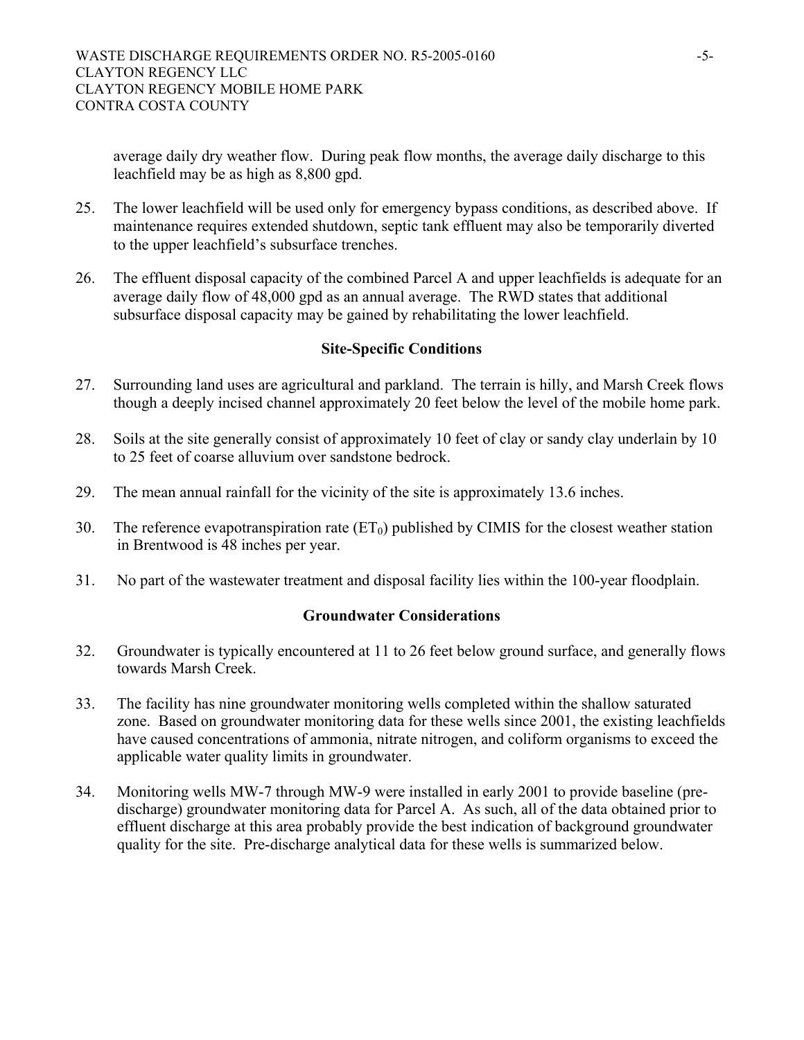average daily dry weather flow. During peak flow months, the average daily discharge to this leachfield may be as high as 8,800 gpd.

25. The lower leachfield will be used only for emergency bypass conditions, as described above. If maintenance requires extended shutdown, septic tank effluent may also be temporarily diverted to the upper leachfield's subsurface trenches.

26. The effluent disposal capacity of the combined Parcel A and upper leachfields is adequate for an average daily flow of 48,000 gpd as an annual average. The RWD states that additional subsurface disposal capacity may be gained by rehabilitating the lower leachfield.

## Site-Specific Conditions

27. Surrounding land uses are agricultural and parkland. The terrain is hilly, and Marsh Creek flows though a deeply incised channel approximately 20 feet below the level of the mobile home park.

28. Soils at the site generally consist of approximately 10 feet of clay or sandy clay underlain by 10 to 25 feet of coarse alluvium over sandstone bedrock.

29. The mean annual rainfall for the vicinity of the site is approximately 13.6 inches.

30. The reference evapotranspiration rate ($ET_0$) published by CIMIS for the closest weather station in Brentwood is 48 inches per year.

31. No part of the wastewater treatment and disposal facility lies within the 100-year floodplain.

## Groundwater Considerations

32. Groundwater is typically encountered at 11 to 26 feet below ground surface, and generally flows towards Marsh Creek.

33. The facility has nine groundwater monitoring wells completed within the shallow saturated zone. Based on groundwater monitoring data for these wells since 2001, the existing leachfields have caused concentrations of ammonia, nitrate nitrogen, and coliform organisms to exceed the applicable water quality limits in groundwater.

34. Monitoring wells MW-7 through MW-9 were installed in early 2001 to provide baseline (pre-discharge) groundwater monitoring data for Parcel A. As such, all of the data obtained prior to effluent discharge at this area probably provide the best indication of background groundwater quality for the site. Pre-discharge analytical data for these wells is summarized below.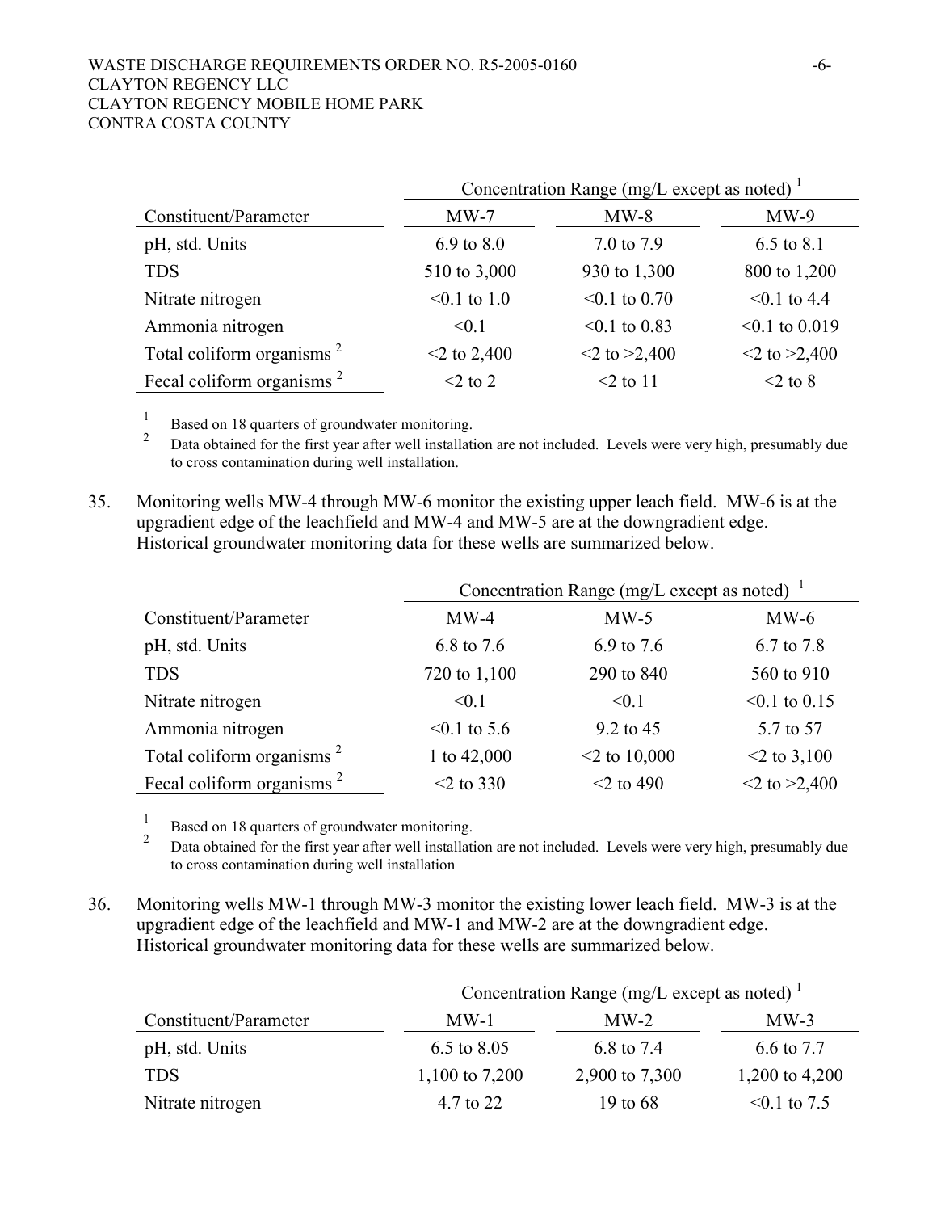| | Concentration Range (mg/L except as noted) [1] | | |
|---|---|---|---|
| Constituent/Parameter | MW-7 | MW-8 | MW-9 |
| pH, std. Units | 6.9 to 8.0 | 7.0 to 7.9 | 6.5 to 8.1 |
| TDS | 510 to 3,000 | 930 to 1,300 | 800 to 1,200 |
| Nitrate nitrogen | <0.1 to 1.0 | <0.1 to 0.70 | <0.1 to 4.4 |
| Ammonia nitrogen | <0.1 | <0.1 to 0.83 | <0.1 to 0.019 |
| Total coliform organisms [2] | <2 to 2,400 | <2 to >2,400 | <2 to >2,400 |
| Fecal coliform organisms [2] | <2 to 2 | <2 to 11 | <2 to 8 |

[1] Based on 18 quarters of groundwater monitoring.

[2] Data obtained for the first year after well installation are not included. Levels were very high, presumably due to cross contamination during well installation.

35. Monitoring wells MW-4 through MW-6 monitor the existing upper leach field. MW-6 is at the upgradient edge of the leachfield and MW-4 and MW-5 are at the downgradient edge. Historical groundwater monitoring data for these wells are summarized below.

| | Concentration Range (mg/L except as noted) [1] | | |
|---|---|---|---|
| Constituent/Parameter | MW-4 | MW-5 | MW-6 |
| pH, std. Units | 6.8 to 7.6 | 6.9 to 7.6 | 6.7 to 7.8 |
| TDS | 720 to 1,100 | 290 to 840 | 560 to 910 |
| Nitrate nitrogen | <0.1 | <0.1 | <0.1 to 0.15 |
| Ammonia nitrogen | <0.1 to 5.6 | 9.2 to 45 | 5.7 to 57 |
| Total coliform organisms [2] | 1 to 42,000 | <2 to 10,000 | <2 to 3,100 |
| Fecal coliform organisms [2] | <2 to 330 | <2 to 490 | <2 to >2,400 |

[1] Based on 18 quarters of groundwater monitoring.

[2] Data obtained for the first year after well installation are not included. Levels were very high, presumably due to cross contamination during well installation

36. Monitoring wells MW-1 through MW-3 monitor the existing lower leach field. MW-3 is at the upgradient edge of the leachfield and MW-1 and MW-2 are at the downgradient edge. Historical groundwater monitoring data for these wells are summarized below.

| | Concentration Range (mg/L except as noted) [1] | | |
|---|---|---|---|
| Constituent/Parameter | MW-1 | MW-2 | MW-3 |
| pH, std. Units | 6.5 to 8.05 | 6.8 to 7.4 | 6.6 to 7.7 |
| TDS | 1,100 to 7,200 | 2,900 to 7,300 | 1,200 to 4,200 |
| Nitrate nitrogen | 4.7 to 22 | 19 to 68 | <0.1 to 7.5 |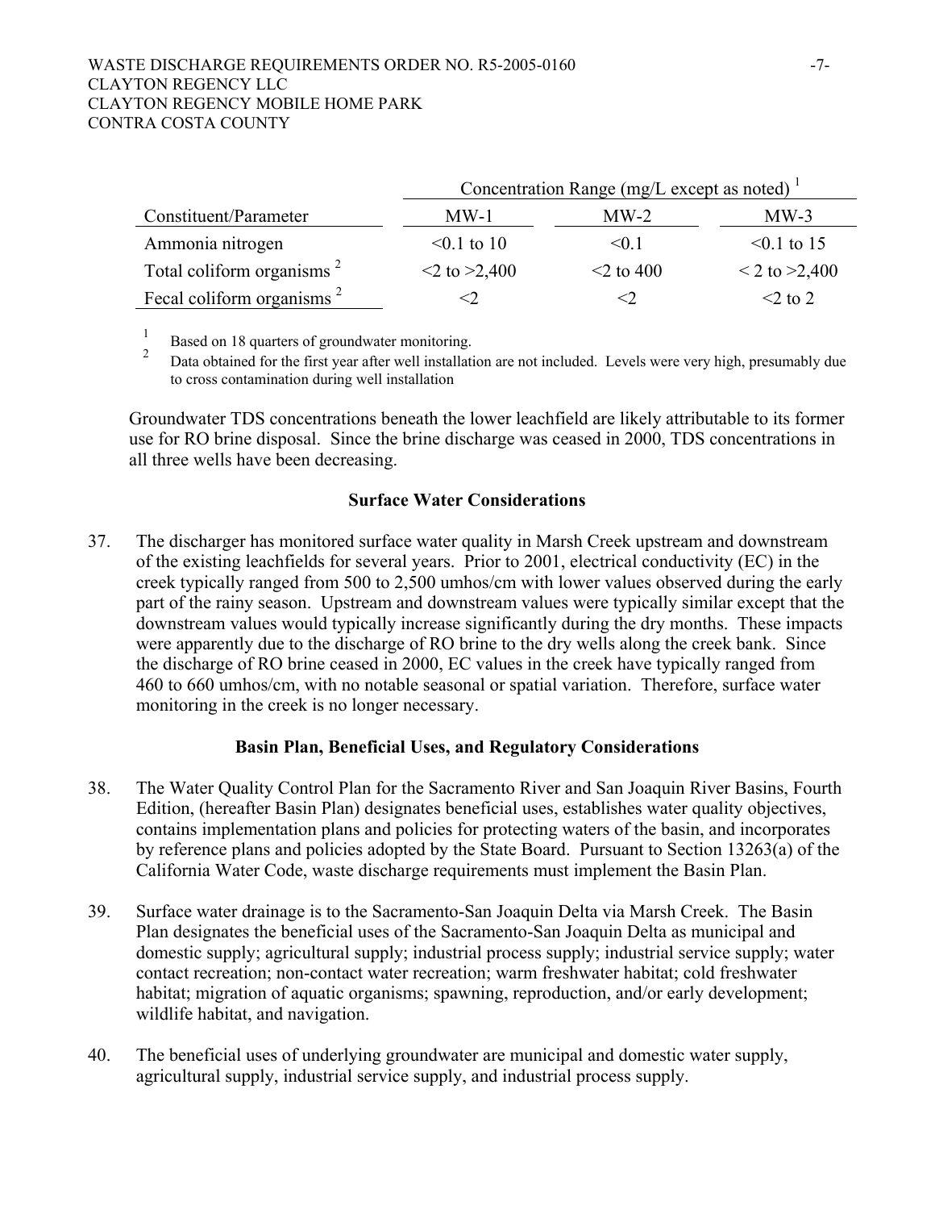| Constituent/Parameter | Concentration Range (mg/L except as noted) [1] | | |
|---|---|---|---|
| | MW-1 | MW-2 | MW-3 |
| Ammonia nitrogen | <0.1 to 10 | <0.1 | <0.1 to 15 |
| Total coliform organisms [2] | <2 to >2,400 | <2 to 400 | < 2 to >2,400 |
| Fecal coliform organisms [2] | <2 | <2 | <2 to 2 |

[1] Based on 18 quarters of groundwater monitoring.

[2] Data obtained for the first year after well installation are not included. Levels were very high, presumably due to cross contamination during well installation

Groundwater TDS concentrations beneath the lower leachfield are likely attributable to its former use for RO brine disposal. Since the brine discharge was ceased in 2000, TDS concentrations in all three wells have been decreasing.

### Surface Water Considerations

37. The discharger has monitored surface water quality in Marsh Creek upstream and downstream of the existing leachfields for several years. Prior to 2001, electrical conductivity (EC) in the creek typically ranged from 500 to 2,500 umhos/cm with lower values observed during the early part of the rainy season. Upstream and downstream values were typically similar except that the downstream values would typically increase significantly during the dry months. These impacts were apparently due to the discharge of RO brine to the dry wells along the creek bank. Since the discharge of RO brine ceased in 2000, EC values in the creek have typically ranged from 460 to 660 umhos/cm, with no notable seasonal or spatial variation. Therefore, surface water monitoring in the creek is no longer necessary.

### Basin Plan, Beneficial Uses, and Regulatory Considerations

38. The Water Quality Control Plan for the Sacramento River and San Joaquin River Basins, Fourth Edition, (hereafter Basin Plan) designates beneficial uses, establishes water quality objectives, contains implementation plans and policies for protecting waters of the basin, and incorporates by reference plans and policies adopted by the State Board. Pursuant to Section 13263(a) of the California Water Code, waste discharge requirements must implement the Basin Plan.

39. Surface water drainage is to the Sacramento-San Joaquin Delta via Marsh Creek. The Basin Plan designates the beneficial uses of the Sacramento-San Joaquin Delta as municipal and domestic supply; agricultural supply; industrial process supply; industrial service supply; water contact recreation; non-contact water recreation; warm freshwater habitat; cold freshwater habitat; migration of aquatic organisms; spawning, reproduction, and/or early development; wildlife habitat, and navigation.

40. The beneficial uses of underlying groundwater are municipal and domestic water supply, agricultural supply, industrial service supply, and industrial process supply.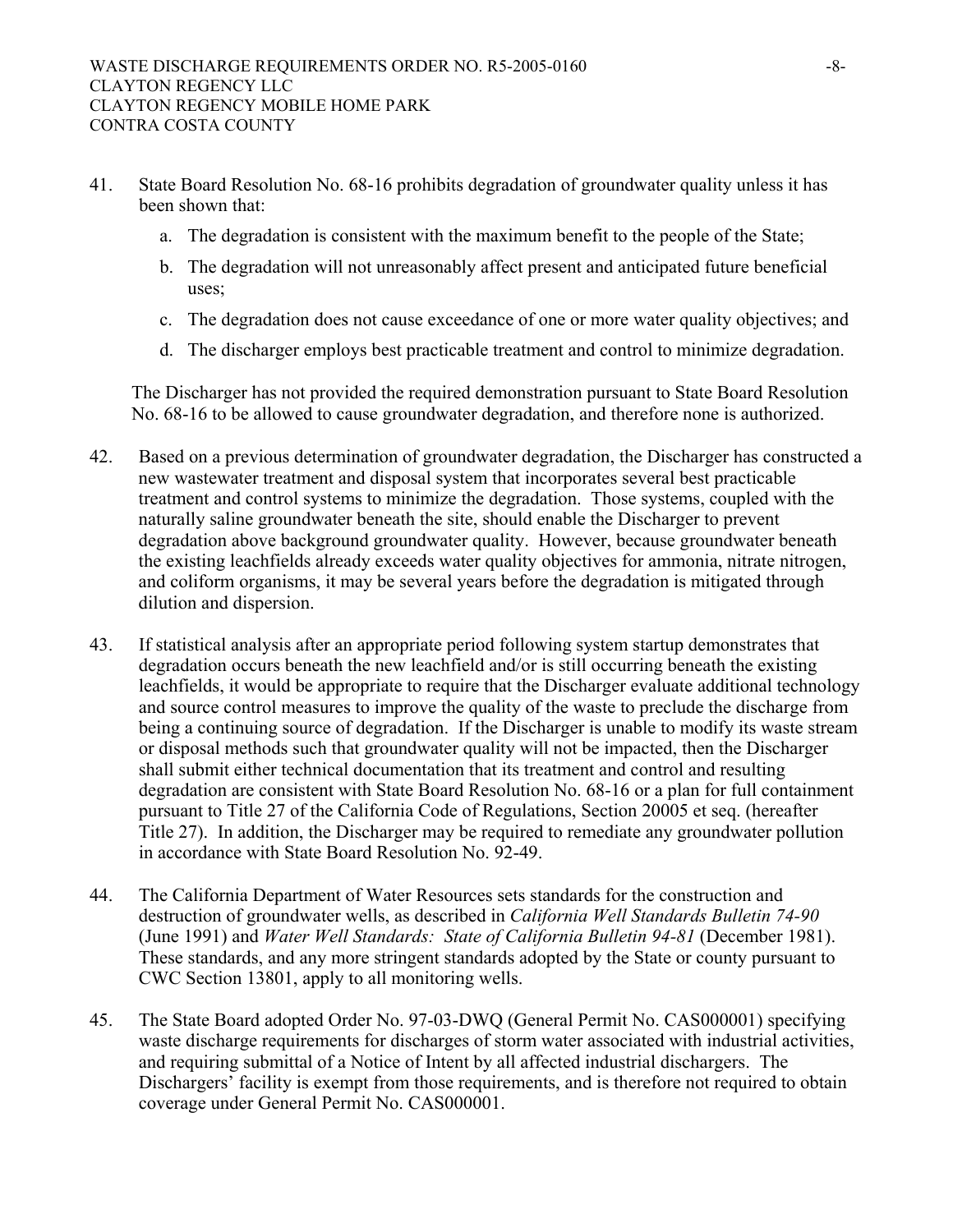41. State Board Resolution No. 68-16 prohibits degradation of groundwater quality unless it has been shown that:

    a. The degradation is consistent with the maximum benefit to the people of the State;

    b. The degradation will not unreasonably affect present and anticipated future beneficial uses;

    c. The degradation does not cause exceedance of one or more water quality objectives; and

    d. The discharger employs best practicable treatment and control to minimize degradation.

    The Discharger has not provided the required demonstration pursuant to State Board Resolution No. 68-16 to be allowed to cause groundwater degradation, and therefore none is authorized.

42. Based on a previous determination of groundwater degradation, the Discharger has constructed a new wastewater treatment and disposal system that incorporates several best practicable treatment and control systems to minimize the degradation. Those systems, coupled with the naturally saline groundwater beneath the site, should enable the Discharger to prevent degradation above background groundwater quality. However, because groundwater beneath the existing leachfields already exceeds water quality objectives for ammonia, nitrate nitrogen, and coliform organisms, it may be several years before the degradation is mitigated through dilution and dispersion.

43. If statistical analysis after an appropriate period following system startup demonstrates that degradation occurs beneath the new leachfield and/or is still occurring beneath the existing leachfields, it would be appropriate to require that the Discharger evaluate additional technology and source control measures to improve the quality of the waste to preclude the discharge from being a continuing source of degradation. If the Discharger is unable to modify its waste stream or disposal methods such that groundwater quality will not be impacted, then the Discharger shall submit either technical documentation that its treatment and control and resulting degradation are consistent with State Board Resolution No. 68-16 or a plan for full containment pursuant to Title 27 of the California Code of Regulations, Section 20005 et seq. (hereafter Title 27). In addition, the Discharger may be required to remediate any groundwater pollution in accordance with State Board Resolution No. 92-49.

44. The California Department of Water Resources sets standards for the construction and destruction of groundwater wells, as described in *California Well Standards Bulletin 74-90* (June 1991) and *Water Well Standards: State of California Bulletin 94-81* (December 1981). These standards, and any more stringent standards adopted by the State or county pursuant to CWC Section 13801, apply to all monitoring wells.

45. The State Board adopted Order No. 97-03-DWQ (General Permit No. CAS000001) specifying waste discharge requirements for discharges of storm water associated with industrial activities, and requiring submittal of a Notice of Intent by all affected industrial dischargers. The Dischargers' facility is exempt from those requirements, and is therefore not required to obtain coverage under General Permit No. CAS000001.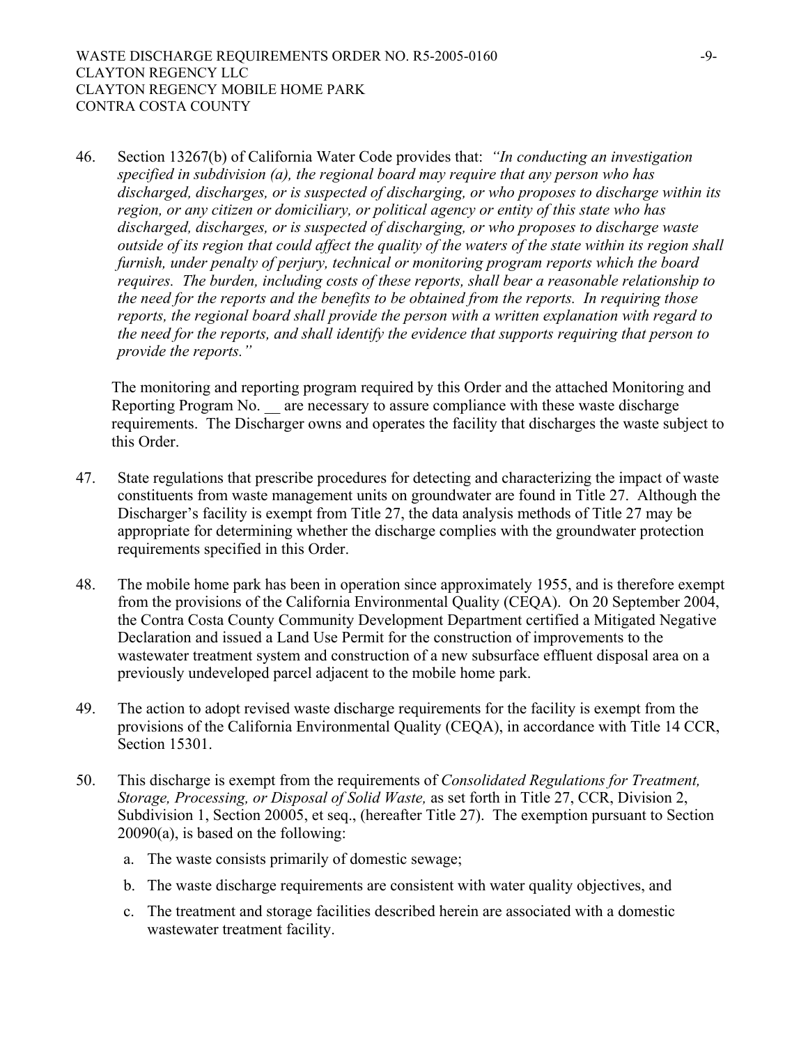46. Section 13267(b) of California Water Code provides that: *"In conducting an investigation specified in subdivision (a), the regional board may require that any person who has discharged, discharges, or is suspected of discharging, or who proposes to discharge within its region, or any citizen or domiciliary, or political agency or entity of this state who has discharged, discharges, or is suspected of discharging, or who proposes to discharge waste outside of its region that could affect the quality of the waters of the state within its region shall furnish, under penalty of perjury, technical or monitoring program reports which the board requires. The burden, including costs of these reports, shall bear a reasonable relationship to the need for the reports and the benefits to be obtained from the reports. In requiring those reports, the regional board shall provide the person with a written explanation with regard to the need for the reports, and shall identify the evidence that supports requiring that person to provide the reports."*

   The monitoring and reporting program required by this Order and the attached Monitoring and Reporting Program No. __ are necessary to assure compliance with these waste discharge requirements. The Discharger owns and operates the facility that discharges the waste subject to this Order.

47. State regulations that prescribe procedures for detecting and characterizing the impact of waste constituents from waste management units on groundwater are found in Title 27. Although the Discharger's facility is exempt from Title 27, the data analysis methods of Title 27 may be appropriate for determining whether the discharge complies with the groundwater protection requirements specified in this Order.

48. The mobile home park has been in operation since approximately 1955, and is therefore exempt from the provisions of the California Environmental Quality (CEQA). On 20 September 2004, the Contra Costa County Community Development Department certified a Mitigated Negative Declaration and issued a Land Use Permit for the construction of improvements to the wastewater treatment system and construction of a new subsurface effluent disposal area on a previously undeveloped parcel adjacent to the mobile home park.

49. The action to adopt revised waste discharge requirements for the facility is exempt from the provisions of the California Environmental Quality (CEQA), in accordance with Title 14 CCR, Section 15301.

50. This discharge is exempt from the requirements of *Consolidated Regulations for Treatment, Storage, Processing, or Disposal of Solid Waste,* as set forth in Title 27, CCR, Division 2, Subdivision 1, Section 20005, et seq., (hereafter Title 27). The exemption pursuant to Section 20090(a), is based on the following:

   a. The waste consists primarily of domestic sewage;

   b. The waste discharge requirements are consistent with water quality objectives, and

   c. The treatment and storage facilities described herein are associated with a domestic wastewater treatment facility.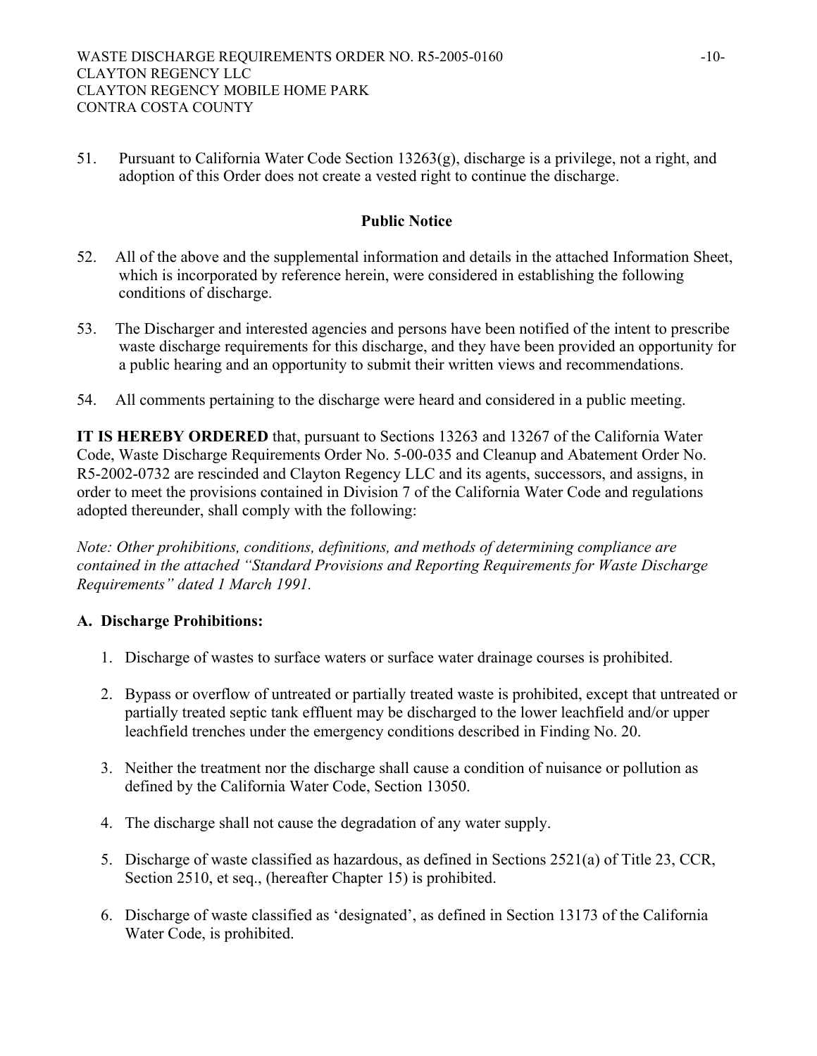51. Pursuant to California Water Code Section 13263(g), discharge is a privilege, not a right, and adoption of this Order does not create a vested right to continue the discharge.

**Public Notice**

52. All of the above and the supplemental information and details in the attached Information Sheet, which is incorporated by reference herein, were considered in establishing the following conditions of discharge.

53. The Discharger and interested agencies and persons have been notified of the intent to prescribe waste discharge requirements for this discharge, and they have been provided an opportunity for a public hearing and an opportunity to submit their written views and recommendations.

54. All comments pertaining to the discharge were heard and considered in a public meeting.

**IT IS HEREBY ORDERED** that, pursuant to Sections 13263 and 13267 of the California Water Code, Waste Discharge Requirements Order No. 5-00-035 and Cleanup and Abatement Order No. R5-2002-0732 are rescinded and Clayton Regency LLC and its agents, successors, and assigns, in order to meet the provisions contained in Division 7 of the California Water Code and regulations adopted thereunder, shall comply with the following:

*Note: Other prohibitions, conditions, definitions, and methods of determining compliance are contained in the attached "Standard Provisions and Reporting Requirements for Waste Discharge Requirements" dated 1 March 1991.*

**A. Discharge Prohibitions:**

1. Discharge of wastes to surface waters or surface water drainage courses is prohibited.

2. Bypass or overflow of untreated or partially treated waste is prohibited, except that untreated or partially treated septic tank effluent may be discharged to the lower leachfield and/or upper leachfield trenches under the emergency conditions described in Finding No. 20.

3. Neither the treatment nor the discharge shall cause a condition of nuisance or pollution as defined by the California Water Code, Section 13050.

4. The discharge shall not cause the degradation of any water supply.

5. Discharge of waste classified as hazardous, as defined in Sections 2521(a) of Title 23, CCR, Section 2510, et seq., (hereafter Chapter 15) is prohibited.

6. Discharge of waste classified as 'designated', as defined in Section 13173 of the California Water Code, is prohibited.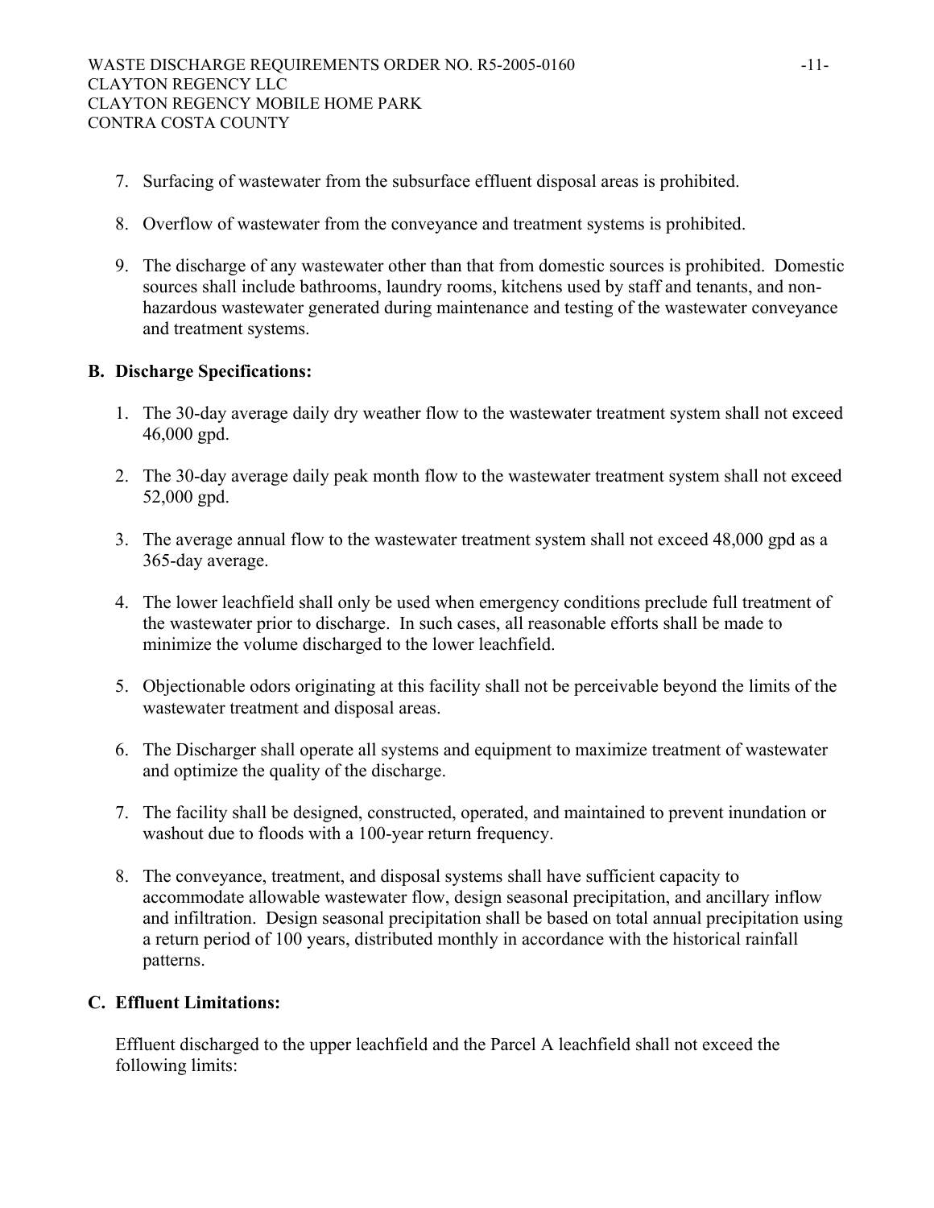7. Surfacing of wastewater from the subsurface effluent disposal areas is prohibited.

8. Overflow of wastewater from the conveyance and treatment systems is prohibited.

9. The discharge of any wastewater other than that from domestic sources is prohibited. Domestic sources shall include bathrooms, laundry rooms, kitchens used by staff and tenants, and non-hazardous wastewater generated during maintenance and testing of the wastewater conveyance and treatment systems.

## B. Discharge Specifications:

1. The 30-day average daily dry weather flow to the wastewater treatment system shall not exceed 46,000 gpd.

2. The 30-day average daily peak month flow to the wastewater treatment system shall not exceed 52,000 gpd.

3. The average annual flow to the wastewater treatment system shall not exceed 48,000 gpd as a 365-day average.

4. The lower leachfield shall only be used when emergency conditions preclude full treatment of the wastewater prior to discharge. In such cases, all reasonable efforts shall be made to minimize the volume discharged to the lower leachfield.

5. Objectionable odors originating at this facility shall not be perceivable beyond the limits of the wastewater treatment and disposal areas.

6. The Discharger shall operate all systems and equipment to maximize treatment of wastewater and optimize the quality of the discharge.

7. The facility shall be designed, constructed, operated, and maintained to prevent inundation or washout due to floods with a 100-year return frequency.

8. The conveyance, treatment, and disposal systems shall have sufficient capacity to accommodate allowable wastewater flow, design seasonal precipitation, and ancillary inflow and infiltration. Design seasonal precipitation shall be based on total annual precipitation using a return period of 100 years, distributed monthly in accordance with the historical rainfall patterns.

## C. Effluent Limitations:

Effluent discharged to the upper leachfield and the Parcel A leachfield shall not exceed the following limits: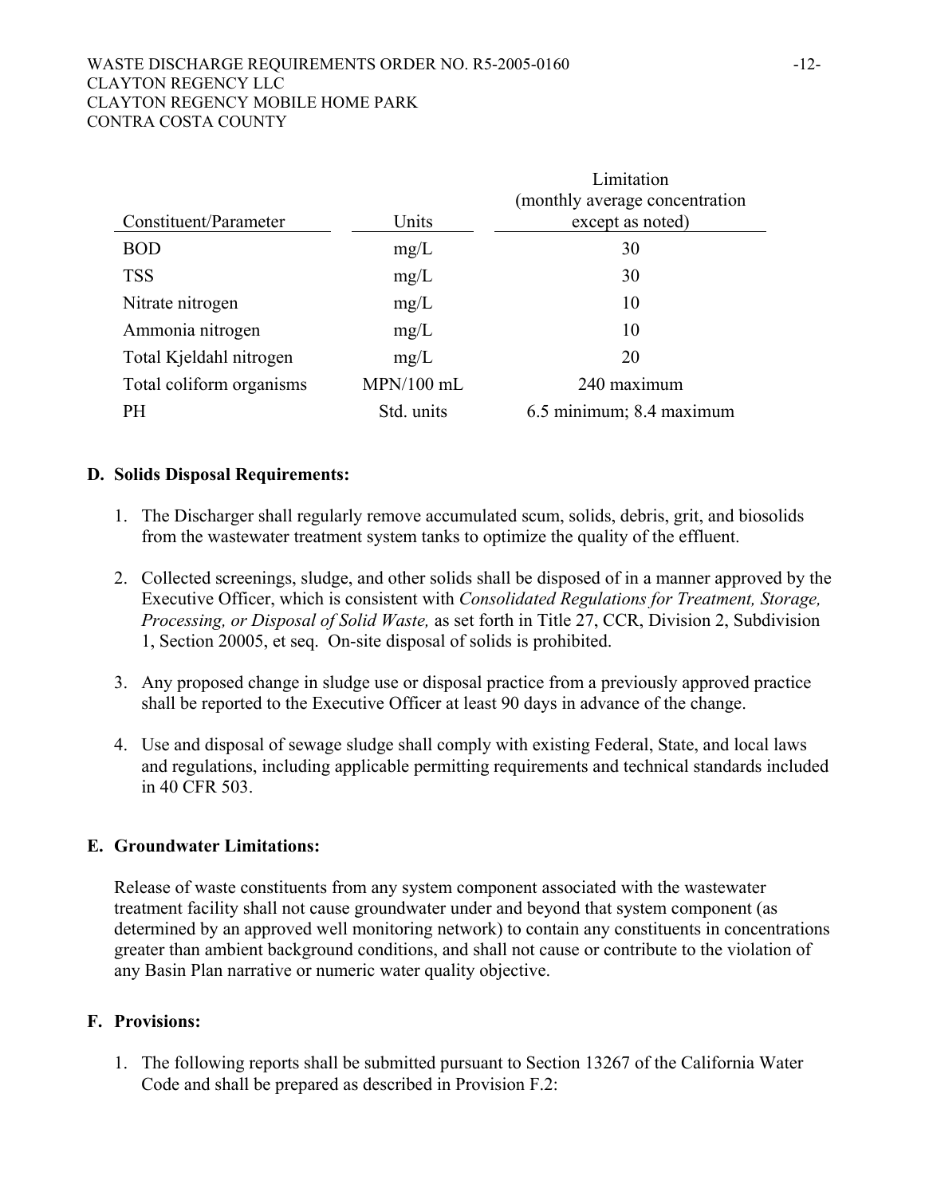| Constituent/Parameter | Units | Limitation (monthly average concentration except as noted) |
|---|---|---|
| BOD | mg/L | 30 |
| TSS | mg/L | 30 |
| Nitrate nitrogen | mg/L | 10 |
| Ammonia nitrogen | mg/L | 10 |
| Total Kjeldahl nitrogen | mg/L | 20 |
| Total coliform organisms | MPN/100 mL | 240 maximum |
| PH | Std. units | 6.5 minimum; 8.4 maximum |

**D. Solids Disposal Requirements:**

1. The Discharger shall regularly remove accumulated scum, solids, debris, grit, and biosolids from the wastewater treatment system tanks to optimize the quality of the effluent.

2. Collected screenings, sludge, and other solids shall be disposed of in a manner approved by the Executive Officer, which is consistent with *Consolidated Regulations for Treatment, Storage, Processing, or Disposal of Solid Waste,* as set forth in Title 27, CCR, Division 2, Subdivision 1, Section 20005, et seq. On-site disposal of solids is prohibited.

3. Any proposed change in sludge use or disposal practice from a previously approved practice shall be reported to the Executive Officer at least 90 days in advance of the change.

4. Use and disposal of sewage sludge shall comply with existing Federal, State, and local laws and regulations, including applicable permitting requirements and technical standards included in 40 CFR 503.

**E. Groundwater Limitations:**

Release of waste constituents from any system component associated with the wastewater treatment facility shall not cause groundwater under and beyond that system component (as determined by an approved well monitoring network) to contain any constituents in concentrations greater than ambient background conditions, and shall not cause or contribute to the violation of any Basin Plan narrative or numeric water quality objective.

**F. Provisions:**

1. The following reports shall be submitted pursuant to Section 13267 of the California Water Code and shall be prepared as described in Provision F.2: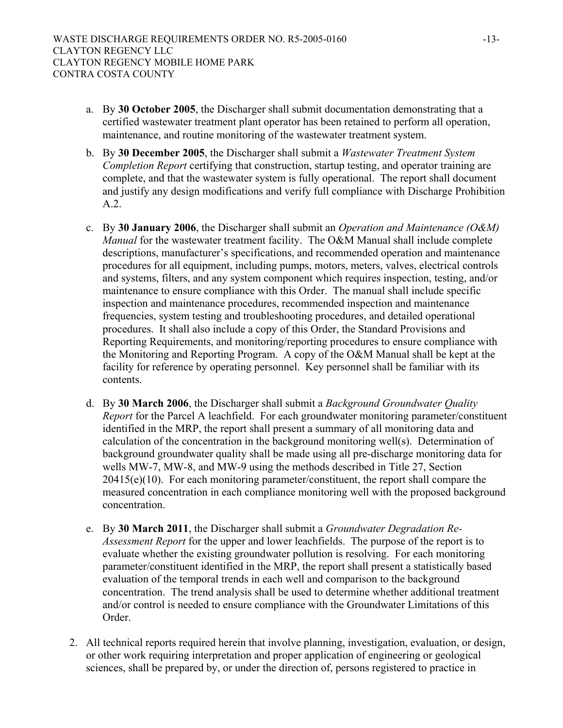a. By **30 October 2005**, the Discharger shall submit documentation demonstrating that a certified wastewater treatment plant operator has been retained to perform all operation, maintenance, and routine monitoring of the wastewater treatment system.

b. By **30 December 2005**, the Discharger shall submit a *Wastewater Treatment System Completion Report* certifying that construction, startup testing, and operator training are complete, and that the wastewater system is fully operational. The report shall document and justify any design modifications and verify full compliance with Discharge Prohibition A.2.

c. By **30 January 2006**, the Discharger shall submit an *Operation and Maintenance (O&M) Manual* for the wastewater treatment facility. The O&M Manual shall include complete descriptions, manufacturer's specifications, and recommended operation and maintenance procedures for all equipment, including pumps, motors, meters, valves, electrical controls and systems, filters, and any system component which requires inspection, testing, and/or maintenance to ensure compliance with this Order. The manual shall include specific inspection and maintenance procedures, recommended inspection and maintenance frequencies, system testing and troubleshooting procedures, and detailed operational procedures. It shall also include a copy of this Order, the Standard Provisions and Reporting Requirements, and monitoring/reporting procedures to ensure compliance with the Monitoring and Reporting Program. A copy of the O&M Manual shall be kept at the facility for reference by operating personnel. Key personnel shall be familiar with its contents.

d. By **30 March 2006**, the Discharger shall submit a *Background Groundwater Quality Report* for the Parcel A leachfield. For each groundwater monitoring parameter/constituent identified in the MRP, the report shall present a summary of all monitoring data and calculation of the concentration in the background monitoring well(s). Determination of background groundwater quality shall be made using all pre-discharge monitoring data for wells MW-7, MW-8, and MW-9 using the methods described in Title 27, Section 20415(e)(10). For each monitoring parameter/constituent, the report shall compare the measured concentration in each compliance monitoring well with the proposed background concentration.

e. By **30 March 2011**, the Discharger shall submit a *Groundwater Degradation Re-Assessment Report* for the upper and lower leachfields. The purpose of the report is to evaluate whether the existing groundwater pollution is resolving. For each monitoring parameter/constituent identified in the MRP, the report shall present a statistically based evaluation of the temporal trends in each well and comparison to the background concentration. The trend analysis shall be used to determine whether additional treatment and/or control is needed to ensure compliance with the Groundwater Limitations of this Order.

2. All technical reports required herein that involve planning, investigation, evaluation, or design, or other work requiring interpretation and proper application of engineering or geological sciences, shall be prepared by, or under the direction of, persons registered to practice in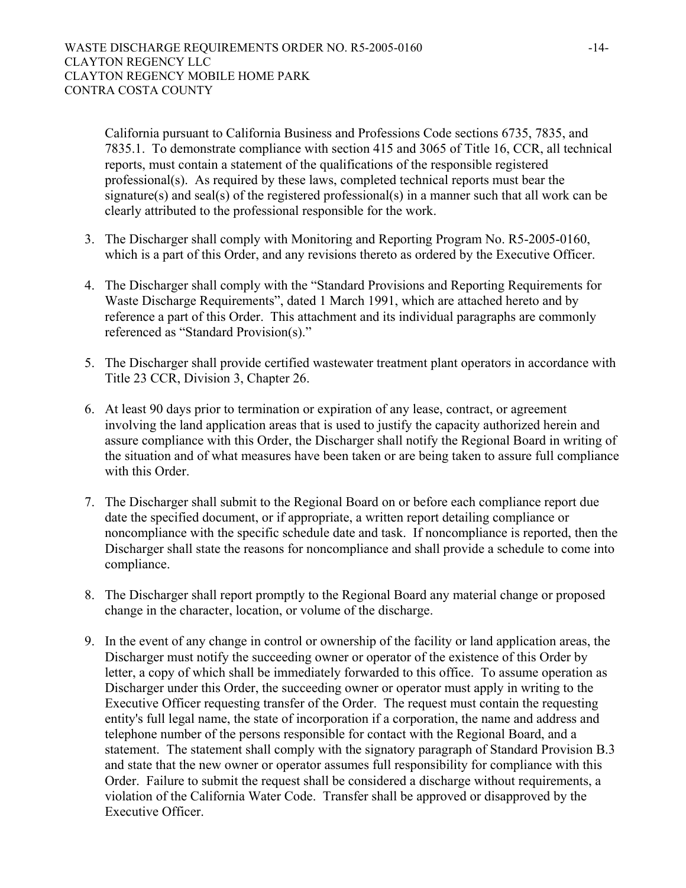California pursuant to California Business and Professions Code sections 6735, 7835, and 7835.1. To demonstrate compliance with section 415 and 3065 of Title 16, CCR, all technical reports, must contain a statement of the qualifications of the responsible registered professional(s). As required by these laws, completed technical reports must bear the signature(s) and seal(s) of the registered professional(s) in a manner such that all work can be clearly attributed to the professional responsible for the work.

3. The Discharger shall comply with Monitoring and Reporting Program No. R5-2005-0160, which is a part of this Order, and any revisions thereto as ordered by the Executive Officer.

4. The Discharger shall comply with the "Standard Provisions and Reporting Requirements for Waste Discharge Requirements", dated 1 March 1991, which are attached hereto and by reference a part of this Order. This attachment and its individual paragraphs are commonly referenced as "Standard Provision(s)."

5. The Discharger shall provide certified wastewater treatment plant operators in accordance with Title 23 CCR, Division 3, Chapter 26.

6. At least 90 days prior to termination or expiration of any lease, contract, or agreement involving the land application areas that is used to justify the capacity authorized herein and assure compliance with this Order, the Discharger shall notify the Regional Board in writing of the situation and of what measures have been taken or are being taken to assure full compliance with this Order.

7. The Discharger shall submit to the Regional Board on or before each compliance report due date the specified document, or if appropriate, a written report detailing compliance or noncompliance with the specific schedule date and task. If noncompliance is reported, then the Discharger shall state the reasons for noncompliance and shall provide a schedule to come into compliance.

8. The Discharger shall report promptly to the Regional Board any material change or proposed change in the character, location, or volume of the discharge.

9. In the event of any change in control or ownership of the facility or land application areas, the Discharger must notify the succeeding owner or operator of the existence of this Order by letter, a copy of which shall be immediately forwarded to this office. To assume operation as Discharger under this Order, the succeeding owner or operator must apply in writing to the Executive Officer requesting transfer of the Order. The request must contain the requesting entity's full legal name, the state of incorporation if a corporation, the name and address and telephone number of the persons responsible for contact with the Regional Board, and a statement. The statement shall comply with the signatory paragraph of Standard Provision B.3 and state that the new owner or operator assumes full responsibility for compliance with this Order. Failure to submit the request shall be considered a discharge without requirements, a violation of the California Water Code. Transfer shall be approved or disapproved by the Executive Officer.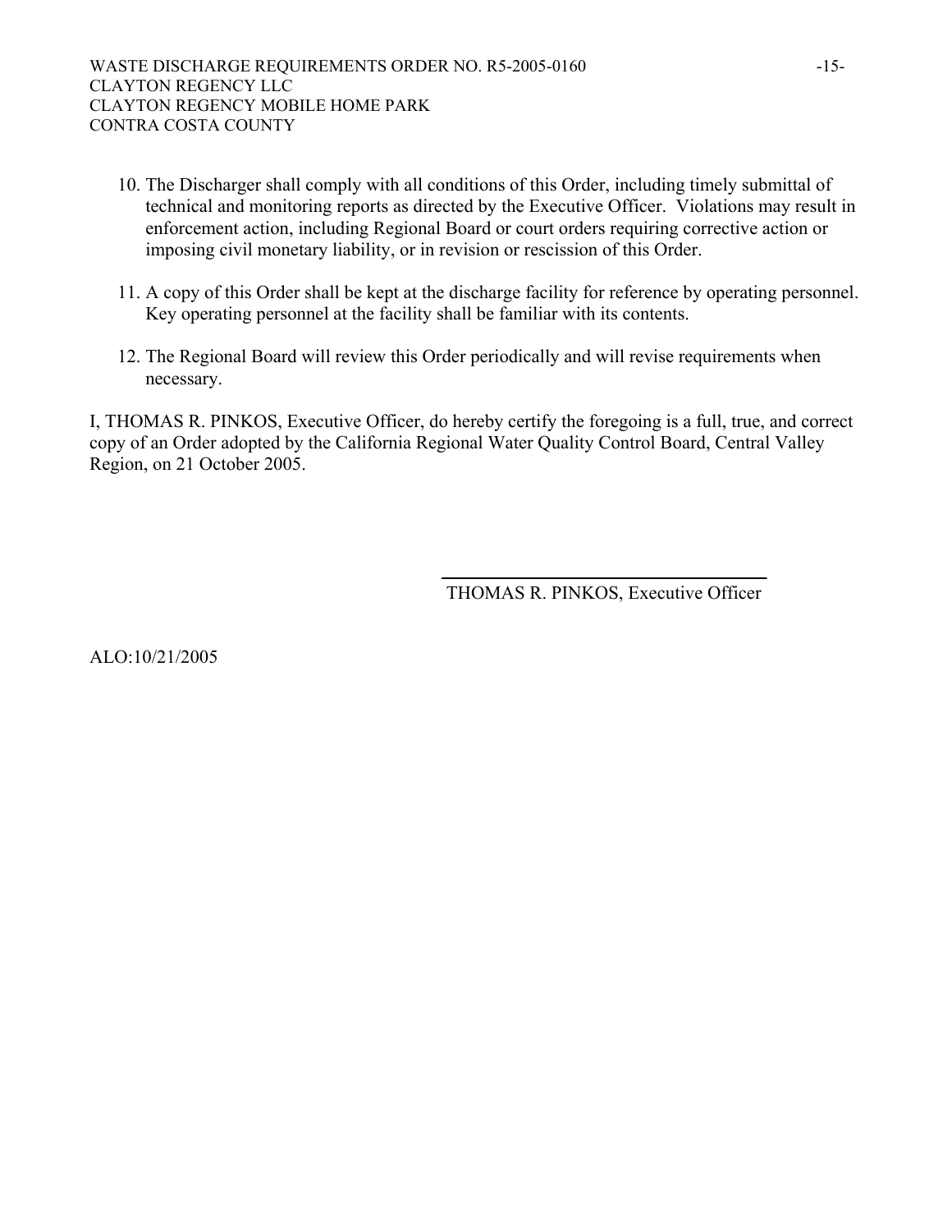10. The Discharger shall comply with all conditions of this Order, including timely submittal of technical and monitoring reports as directed by the Executive Officer. Violations may result in enforcement action, including Regional Board or court orders requiring corrective action or imposing civil monetary liability, or in revision or rescission of this Order.

11. A copy of this Order shall be kept at the discharge facility for reference by operating personnel. Key operating personnel at the facility shall be familiar with its contents.

12. The Regional Board will review this Order periodically and will revise requirements when necessary.

I, THOMAS R. PINKOS, Executive Officer, do hereby certify the foregoing is a full, true, and correct copy of an Order adopted by the California Regional Water Quality Control Board, Central Valley Region, on 21 October 2005.

THOMAS R. PINKOS, Executive Officer

ALO:10/21/2005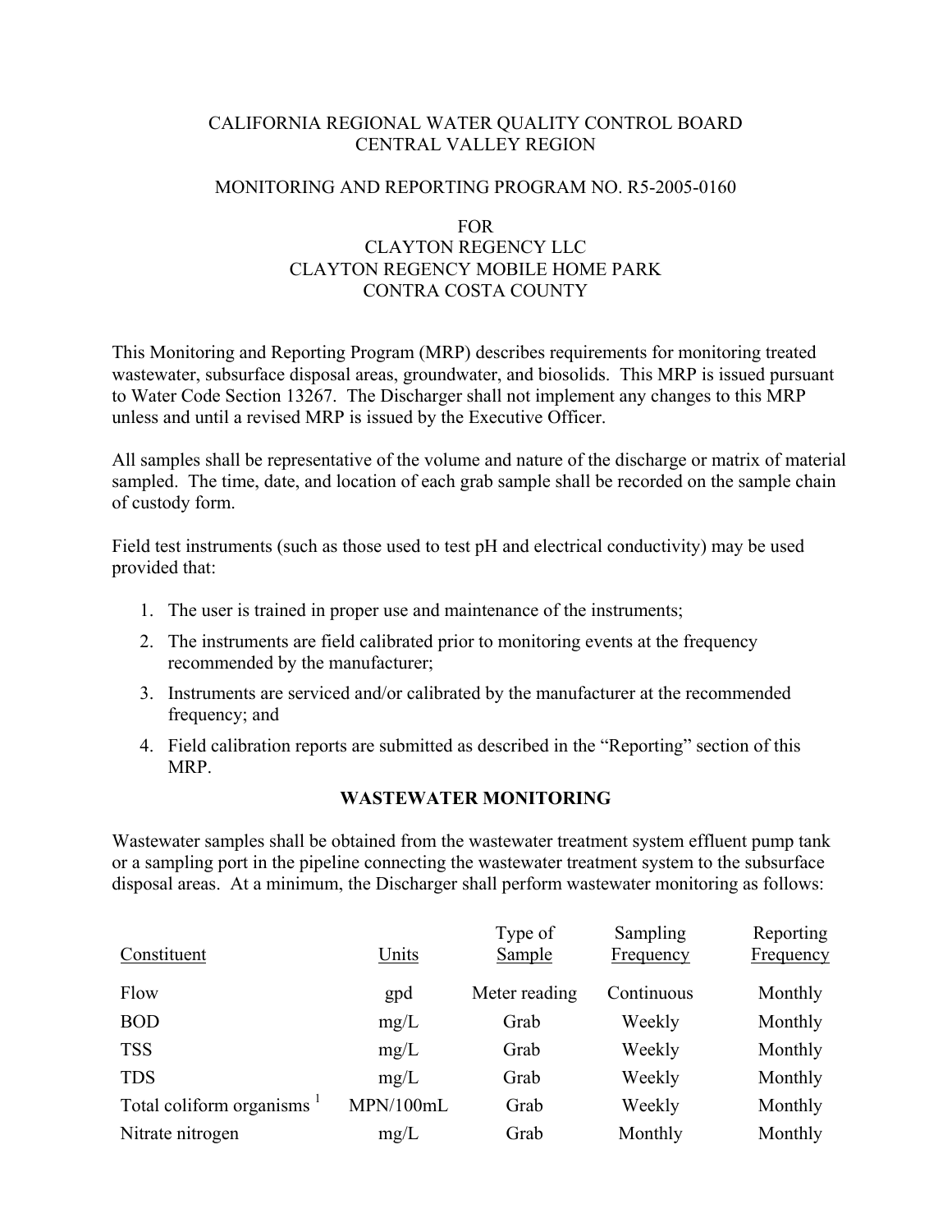CALIFORNIA REGIONAL WATER QUALITY CONTROL BOARD
CENTRAL VALLEY REGION

MONITORING AND REPORTING PROGRAM NO. R5-2005-0160

FOR
CLAYTON REGENCY LLC
CLAYTON REGENCY MOBILE HOME PARK
CONTRA COSTA COUNTY

This Monitoring and Reporting Program (MRP) describes requirements for monitoring treated wastewater, subsurface disposal areas, groundwater, and biosolids. This MRP is issued pursuant to Water Code Section 13267. The Discharger shall not implement any changes to this MRP unless and until a revised MRP is issued by the Executive Officer.

All samples shall be representative of the volume and nature of the discharge or matrix of material sampled. The time, date, and location of each grab sample shall be recorded on the sample chain of custody form.

Field test instruments (such as those used to test pH and electrical conductivity) may be used provided that:

1. The user is trained in proper use and maintenance of the instruments;
2. The instruments are field calibrated prior to monitoring events at the frequency recommended by the manufacturer;
3. Instruments are serviced and/or calibrated by the manufacturer at the recommended frequency; and
4. Field calibration reports are submitted as described in the "Reporting" section of this MRP.

## WASTEWATER MONITORING

Wastewater samples shall be obtained from the wastewater treatment system effluent pump tank or a sampling port in the pipeline connecting the wastewater treatment system to the subsurface disposal areas. At a minimum, the Discharger shall perform wastewater monitoring as follows:

| Constituent | Units | Type of Sample | Sampling Frequency | Reporting Frequency |
|---|---|---|---|---|
| Flow | gpd | Meter reading | Continuous | Monthly |
| BOD | mg/L | Grab | Weekly | Monthly |
| TSS | mg/L | Grab | Weekly | Monthly |
| TDS | mg/L | Grab | Weekly | Monthly |
| Total coliform organisms [1] | MPN/100mL | Grab | Weekly | Monthly |
| Nitrate nitrogen | mg/L | Grab | Monthly | Monthly |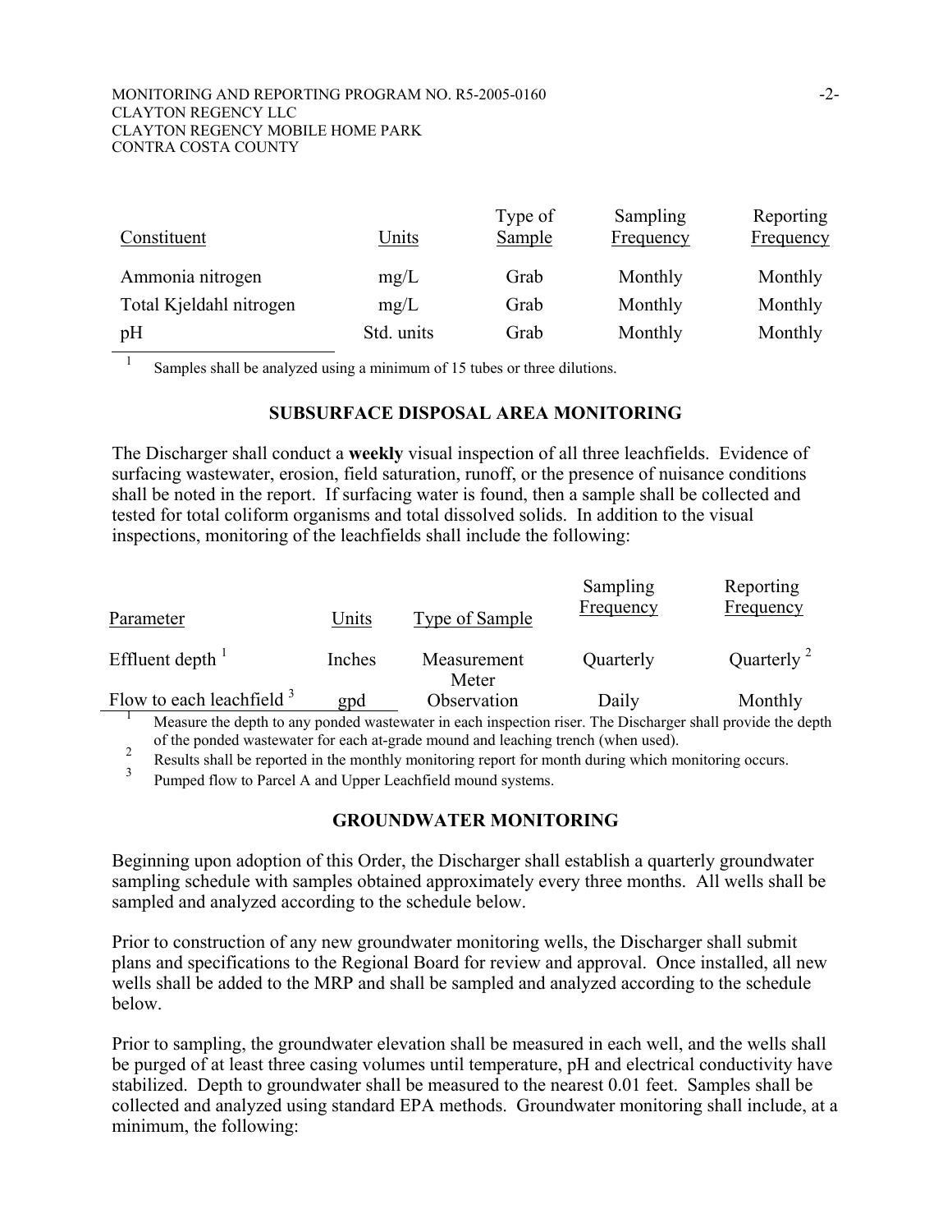| Constituent | Units | Type of Sample | Sampling Frequency | Reporting Frequency |
|---|---|---|---|---|
| Ammonia nitrogen | mg/L | Grab | Monthly | Monthly |
| Total Kjeldahl nitrogen | mg/L | Grab | Monthly | Monthly |
| pH | Std. units | Grab | Monthly | Monthly |

[1] Samples shall be analyzed using a minimum of 15 tubes or three dilutions.

## SUBSURFACE DISPOSAL AREA MONITORING

The Discharger shall conduct a **weekly** visual inspection of all three leachfields. Evidence of surfacing wastewater, erosion, field saturation, runoff, or the presence of nuisance conditions shall be noted in the report. If surfacing water is found, then a sample shall be collected and tested for total coliform organisms and total dissolved solids. In addition to the visual inspections, monitoring of the leachfields shall include the following:

| Parameter | Units | Type of Sample | Sampling Frequency | Reporting Frequency |
|---|---|---|---|---|
| Effluent depth [1] | Inches | Measurement | Quarterly | Quarterly [2] |
| Flow to each leachfield [3] | gpd | Meter Observation | Daily | Monthly |

[1] Measure the depth to any ponded wastewater in each inspection riser. The Discharger shall provide the depth of the ponded wastewater for each at-grade mound and leaching trench (when used).

[2] Results shall be reported in the monthly monitoring report for month during which monitoring occurs.

[3] Pumped flow to Parcel A and Upper Leachfield mound systems.

## GROUNDWATER MONITORING

Beginning upon adoption of this Order, the Discharger shall establish a quarterly groundwater sampling schedule with samples obtained approximately every three months. All wells shall be sampled and analyzed according to the schedule below.

Prior to construction of any new groundwater monitoring wells, the Discharger shall submit plans and specifications to the Regional Board for review and approval. Once installed, all new wells shall be added to the MRP and shall be sampled and analyzed according to the schedule below.

Prior to sampling, the groundwater elevation shall be measured in each well, and the wells shall be purged of at least three casing volumes until temperature, pH and electrical conductivity have stabilized. Depth to groundwater shall be measured to the nearest 0.01 feet. Samples shall be collected and analyzed using standard EPA methods. Groundwater monitoring shall include, at a minimum, the following: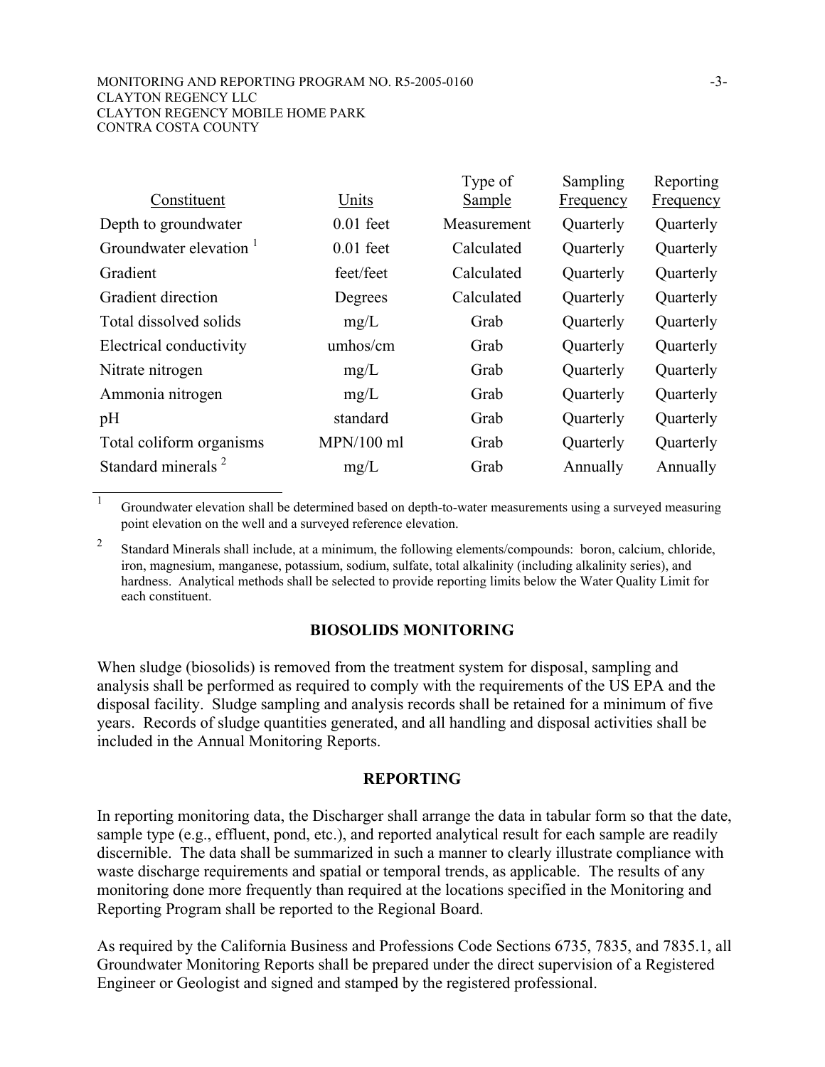| Constituent | Units | Type of Sample | Sampling Frequency | Reporting Frequency |
|---|---|---|---|---|
| Depth to groundwater | 0.01 feet | Measurement | Quarterly | Quarterly |
| Groundwater elevation [1] | 0.01 feet | Calculated | Quarterly | Quarterly |
| Gradient | feet/feet | Calculated | Quarterly | Quarterly |
| Gradient direction | Degrees | Calculated | Quarterly | Quarterly |
| Total dissolved solids | mg/L | Grab | Quarterly | Quarterly |
| Electrical conductivity | umhos/cm | Grab | Quarterly | Quarterly |
| Nitrate nitrogen | mg/L | Grab | Quarterly | Quarterly |
| Ammonia nitrogen | mg/L | Grab | Quarterly | Quarterly |
| pH | standard | Grab | Quarterly | Quarterly |
| Total coliform organisms | MPN/100 ml | Grab | Quarterly | Quarterly |
| Standard minerals [2] | mg/L | Grab | Annually | Annually |

[1] Groundwater elevation shall be determined based on depth-to-water measurements using a surveyed measuring point elevation on the well and a surveyed reference elevation.

[2] Standard Minerals shall include, at a minimum, the following elements/compounds: boron, calcium, chloride, iron, magnesium, manganese, potassium, sodium, sulfate, total alkalinity (including alkalinity series), and hardness. Analytical methods shall be selected to provide reporting limits below the Water Quality Limit for each constituent.

## BIOSOLIDS MONITORING

When sludge (biosolids) is removed from the treatment system for disposal, sampling and analysis shall be performed as required to comply with the requirements of the US EPA and the disposal facility. Sludge sampling and analysis records shall be retained for a minimum of five years. Records of sludge quantities generated, and all handling and disposal activities shall be included in the Annual Monitoring Reports.

## REPORTING

In reporting monitoring data, the Discharger shall arrange the data in tabular form so that the date, sample type (e.g., effluent, pond, etc.), and reported analytical result for each sample are readily discernible. The data shall be summarized in such a manner to clearly illustrate compliance with waste discharge requirements and spatial or temporal trends, as applicable. The results of any monitoring done more frequently than required at the locations specified in the Monitoring and Reporting Program shall be reported to the Regional Board.

As required by the California Business and Professions Code Sections 6735, 7835, and 7835.1, all Groundwater Monitoring Reports shall be prepared under the direct supervision of a Registered Engineer or Geologist and signed and stamped by the registered professional.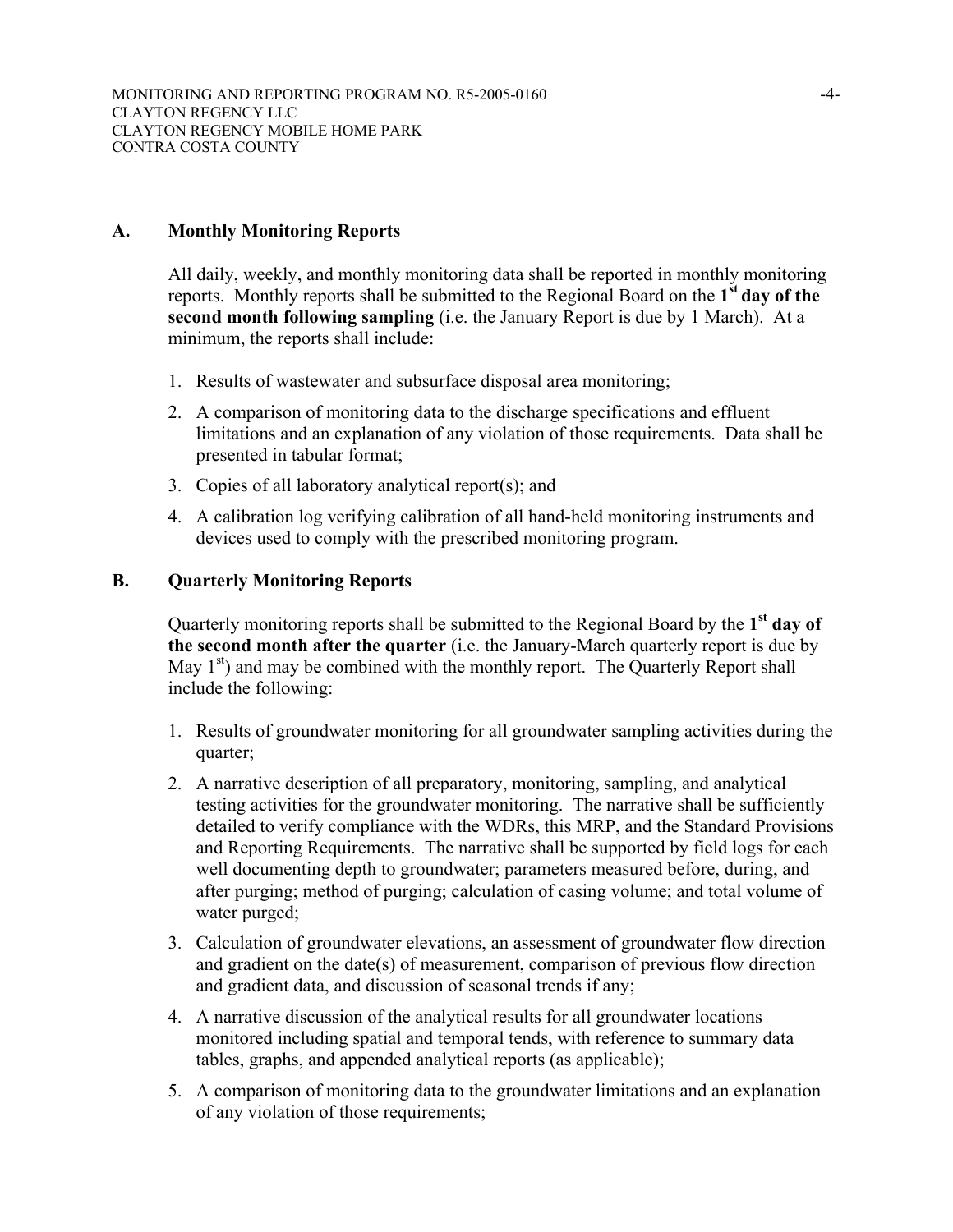## A. Monthly Monitoring Reports

All daily, weekly, and monthly monitoring data shall be reported in monthly monitoring reports. Monthly reports shall be submitted to the Regional Board on the **1st day of the second month following sampling** (i.e. the January Report is due by 1 March). At a minimum, the reports shall include:

1. Results of wastewater and subsurface disposal area monitoring;
2. A comparison of monitoring data to the discharge specifications and effluent limitations and an explanation of any violation of those requirements. Data shall be presented in tabular format;
3. Copies of all laboratory analytical report(s); and
4. A calibration log verifying calibration of all hand-held monitoring instruments and devices used to comply with the prescribed monitoring program.

## B. Quarterly Monitoring Reports

Quarterly monitoring reports shall be submitted to the Regional Board by the **1st day of the second month after the quarter** (i.e. the January-March quarterly report is due by May 1st) and may be combined with the monthly report. The Quarterly Report shall include the following:

1. Results of groundwater monitoring for all groundwater sampling activities during the quarter;
2. A narrative description of all preparatory, monitoring, sampling, and analytical testing activities for the groundwater monitoring. The narrative shall be sufficiently detailed to verify compliance with the WDRs, this MRP, and the Standard Provisions and Reporting Requirements. The narrative shall be supported by field logs for each well documenting depth to groundwater; parameters measured before, during, and after purging; method of purging; calculation of casing volume; and total volume of water purged;
3. Calculation of groundwater elevations, an assessment of groundwater flow direction and gradient on the date(s) of measurement, comparison of previous flow direction and gradient data, and discussion of seasonal trends if any;
4. A narrative discussion of the analytical results for all groundwater locations monitored including spatial and temporal tends, with reference to summary data tables, graphs, and appended analytical reports (as applicable);
5. A comparison of monitoring data to the groundwater limitations and an explanation of any violation of those requirements;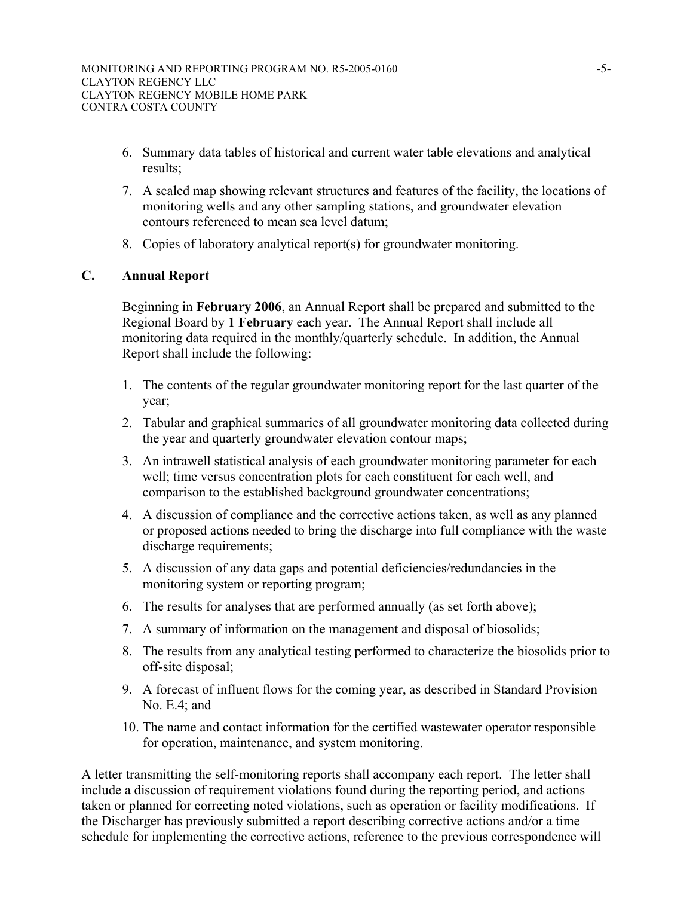6. Summary data tables of historical and current water table elevations and analytical results;
7. A scaled map showing relevant structures and features of the facility, the locations of monitoring wells and any other sampling stations, and groundwater elevation contours referenced to mean sea level datum;
8. Copies of laboratory analytical report(s) for groundwater monitoring.

## C. Annual Report

Beginning in **February 2006**, an Annual Report shall be prepared and submitted to the Regional Board by **1 February** each year. The Annual Report shall include all monitoring data required in the monthly/quarterly schedule. In addition, the Annual Report shall include the following:

1. The contents of the regular groundwater monitoring report for the last quarter of the year;
2. Tabular and graphical summaries of all groundwater monitoring data collected during the year and quarterly groundwater elevation contour maps;
3. An intrawell statistical analysis of each groundwater monitoring parameter for each well; time versus concentration plots for each constituent for each well, and comparison to the established background groundwater concentrations;
4. A discussion of compliance and the corrective actions taken, as well as any planned or proposed actions needed to bring the discharge into full compliance with the waste discharge requirements;
5. A discussion of any data gaps and potential deficiencies/redundancies in the monitoring system or reporting program;
6. The results for analyses that are performed annually (as set forth above);
7. A summary of information on the management and disposal of biosolids;
8. The results from any analytical testing performed to characterize the biosolids prior to off-site disposal;
9. A forecast of influent flows for the coming year, as described in Standard Provision No. E.4; and
10. The name and contact information for the certified wastewater operator responsible for operation, maintenance, and system monitoring.

A letter transmitting the self-monitoring reports shall accompany each report. The letter shall include a discussion of requirement violations found during the reporting period, and actions taken or planned for correcting noted violations, such as operation or facility modifications. If the Discharger has previously submitted a report describing corrective actions and/or a time schedule for implementing the corrective actions, reference to the previous correspondence will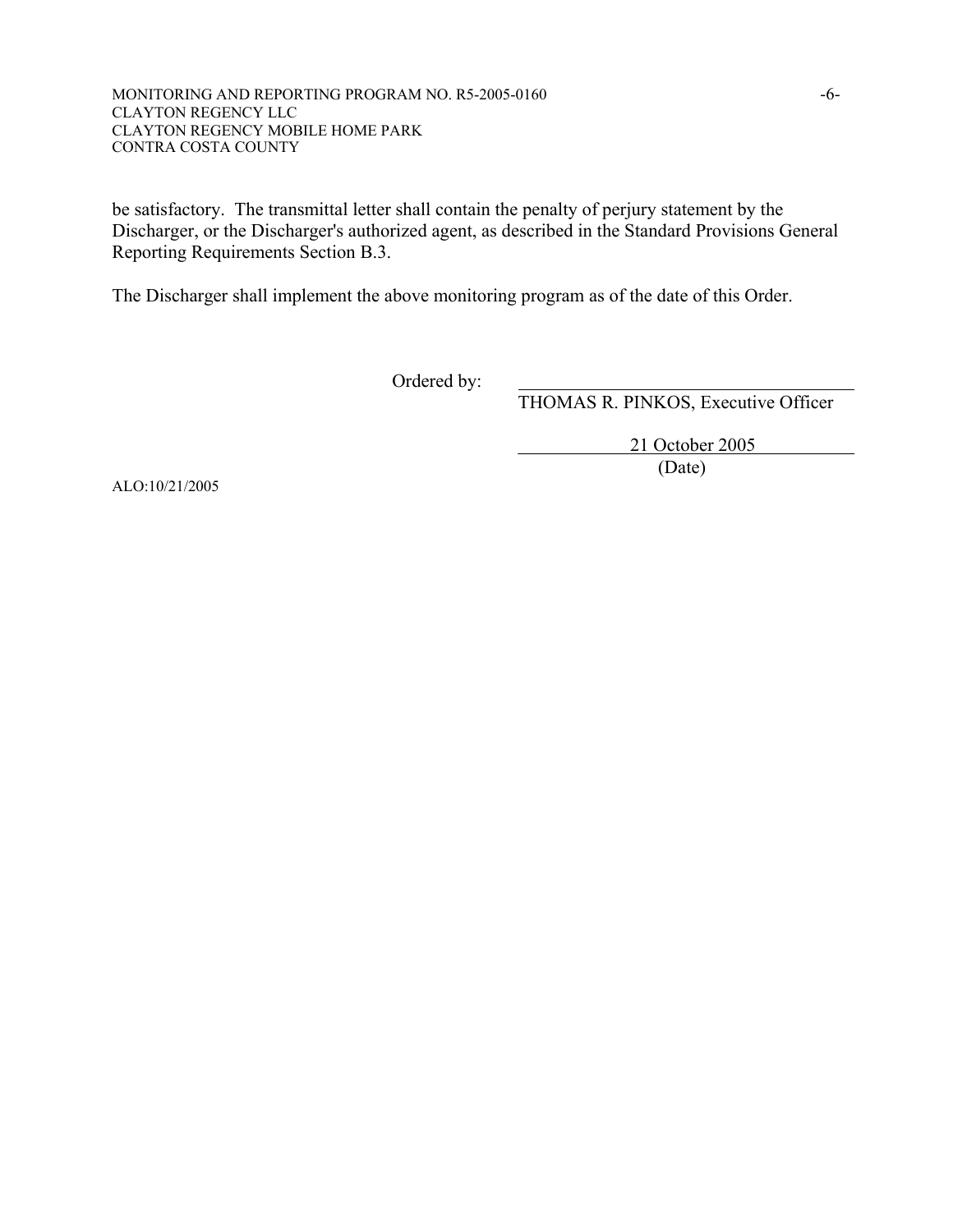be satisfactory. The transmittal letter shall contain the penalty of perjury statement by the Discharger, or the Discharger's authorized agent, as described in the Standard Provisions General Reporting Requirements Section B.3.

The Discharger shall implement the above monitoring program as of the date of this Order.

Ordered by: \_\_\_\_\_\_\_\_\_\_\_\_\_\_\_\_\_\_\_\_\_\_\_\_\_\_\_\_\_\_\_\_\_\_\_\_

THOMAS R. PINKOS, Executive Officer

21 October 2005

(Date)

ALO:10/21/2005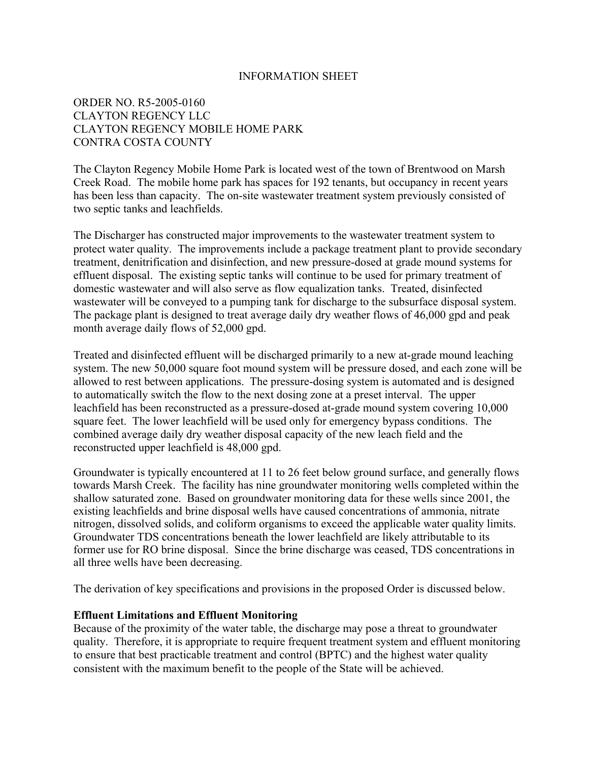# INFORMATION SHEET

ORDER NO. R5-2005-0160
CLAYTON REGENCY LLC
CLAYTON REGENCY MOBILE HOME PARK
CONTRA COSTA COUNTY

The Clayton Regency Mobile Home Park is located west of the town of Brentwood on Marsh Creek Road. The mobile home park has spaces for 192 tenants, but occupancy in recent years has been less than capacity. The on-site wastewater treatment system previously consisted of two septic tanks and leachfields.

The Discharger has constructed major improvements to the wastewater treatment system to protect water quality. The improvements include a package treatment plant to provide secondary treatment, denitrification and disinfection, and new pressure-dosed at grade mound systems for effluent disposal. The existing septic tanks will continue to be used for primary treatment of domestic wastewater and will also serve as flow equalization tanks. Treated, disinfected wastewater will be conveyed to a pumping tank for discharge to the subsurface disposal system. The package plant is designed to treat average daily dry weather flows of 46,000 gpd and peak month average daily flows of 52,000 gpd.

Treated and disinfected effluent will be discharged primarily to a new at-grade mound leaching system. The new 50,000 square foot mound system will be pressure dosed, and each zone will be allowed to rest between applications. The pressure-dosing system is automated and is designed to automatically switch the flow to the next dosing zone at a preset interval. The upper leachfield has been reconstructed as a pressure-dosed at-grade mound system covering 10,000 square feet. The lower leachfield will be used only for emergency bypass conditions. The combined average daily dry weather disposal capacity of the new leach field and the reconstructed upper leachfield is 48,000 gpd.

Groundwater is typically encountered at 11 to 26 feet below ground surface, and generally flows towards Marsh Creek. The facility has nine groundwater monitoring wells completed within the shallow saturated zone. Based on groundwater monitoring data for these wells since 2001, the existing leachfields and brine disposal wells have caused concentrations of ammonia, nitrate nitrogen, dissolved solids, and coliform organisms to exceed the applicable water quality limits. Groundwater TDS concentrations beneath the lower leachfield are likely attributable to its former use for RO brine disposal. Since the brine discharge was ceased, TDS concentrations in all three wells have been decreasing.

The derivation of key specifications and provisions in the proposed Order is discussed below.

**Effluent Limitations and Effluent Monitoring**
Because of the proximity of the water table, the discharge may pose a threat to groundwater quality. Therefore, it is appropriate to require frequent treatment system and effluent monitoring to ensure that best practicable treatment and control (BPTC) and the highest water quality consistent with the maximum benefit to the people of the State will be achieved.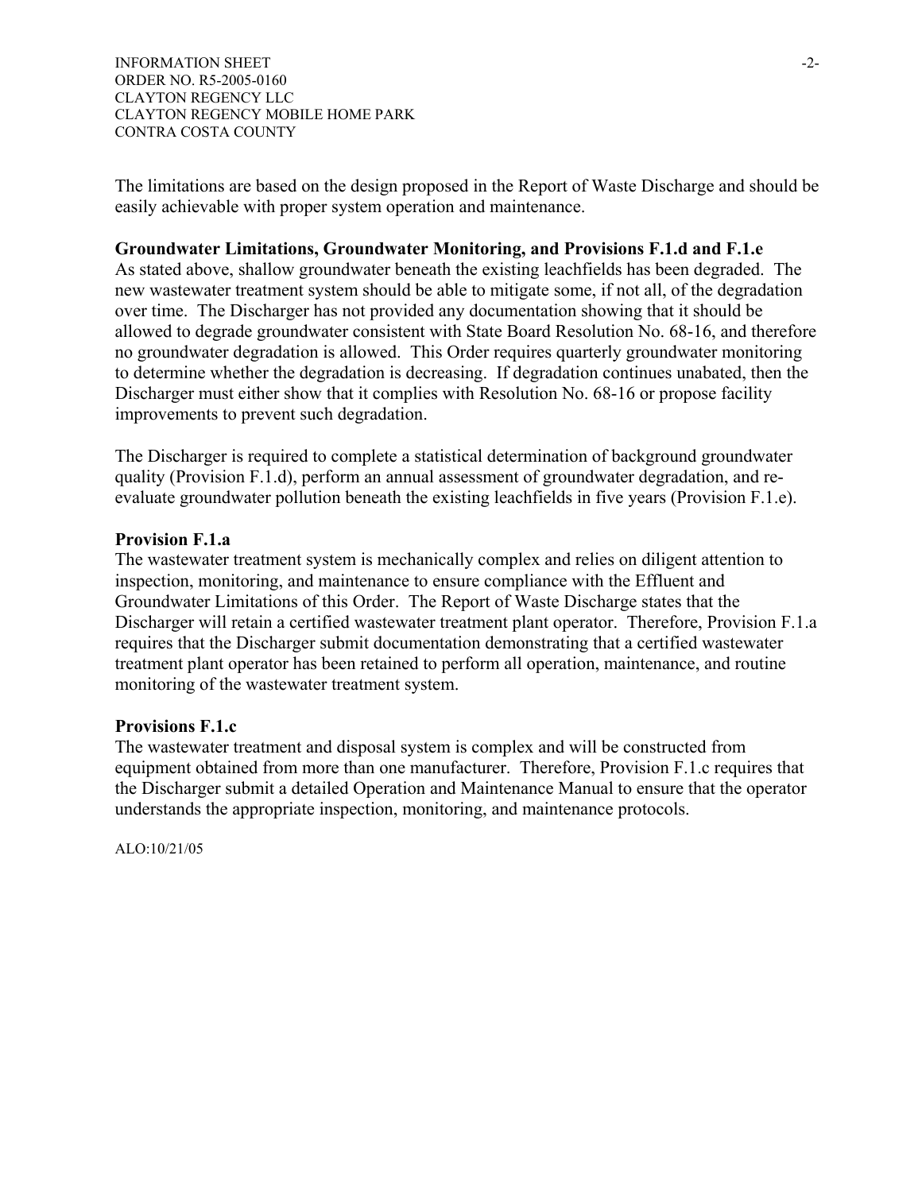The limitations are based on the design proposed in the Report of Waste Discharge and should be easily achievable with proper system operation and maintenance.

**Groundwater Limitations, Groundwater Monitoring, and Provisions F.1.d and F.1.e**
As stated above, shallow groundwater beneath the existing leachfields has been degraded. The new wastewater treatment system should be able to mitigate some, if not all, of the degradation over time. The Discharger has not provided any documentation showing that it should be allowed to degrade groundwater consistent with State Board Resolution No. 68-16, and therefore no groundwater degradation is allowed. This Order requires quarterly groundwater monitoring to determine whether the degradation is decreasing. If degradation continues unabated, then the Discharger must either show that it complies with Resolution No. 68-16 or propose facility improvements to prevent such degradation.

The Discharger is required to complete a statistical determination of background groundwater quality (Provision F.1.d), perform an annual assessment of groundwater degradation, and re-evaluate groundwater pollution beneath the existing leachfields in five years (Provision F.1.e).

**Provision F.1.a**
The wastewater treatment system is mechanically complex and relies on diligent attention to inspection, monitoring, and maintenance to ensure compliance with the Effluent and Groundwater Limitations of this Order. The Report of Waste Discharge states that the Discharger will retain a certified wastewater treatment plant operator. Therefore, Provision F.1.a requires that the Discharger submit documentation demonstrating that a certified wastewater treatment plant operator has been retained to perform all operation, maintenance, and routine monitoring of the wastewater treatment system.

**Provisions F.1.c**
The wastewater treatment and disposal system is complex and will be constructed from equipment obtained from more than one manufacturer. Therefore, Provision F.1.c requires that the Discharger submit a detailed Operation and Maintenance Manual to ensure that the operator understands the appropriate inspection, monitoring, and maintenance protocols.

ALO:10/21/05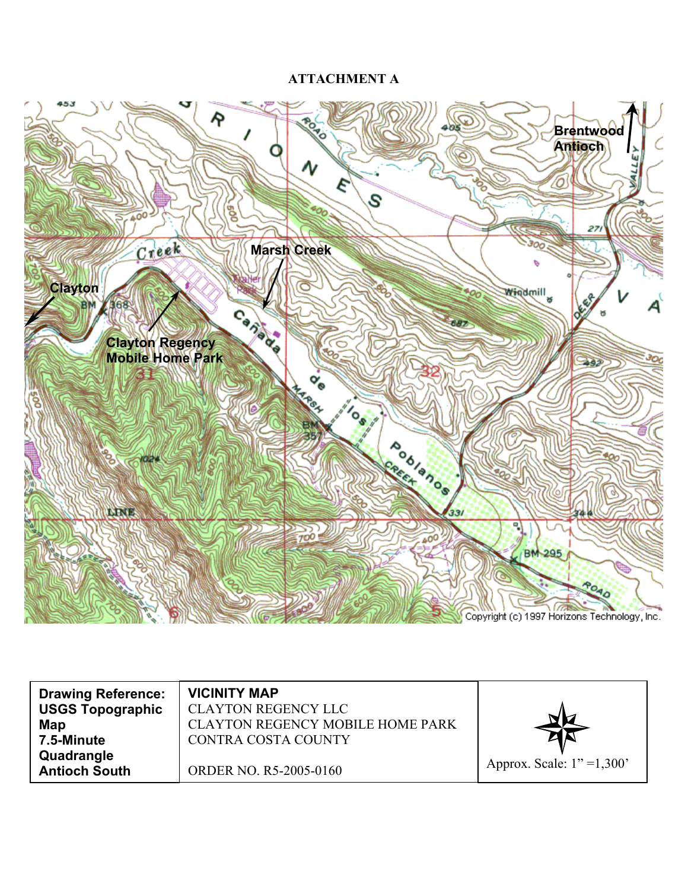# ATTACHMENT A

| Drawing Reference: USGS Topographic Map 7.5-Minute Quadrangle Antioch South | VICINITY MAP<br>CLAYTON REGENCY LLC<br>CLAYTON REGENCY MOBILE HOME PARK<br>CONTRA COSTA COUNTY<br><br>ORDER NO. R5-2005-0160 | Approx. Scale: 1" =1,300' |
| --- | --- | --- |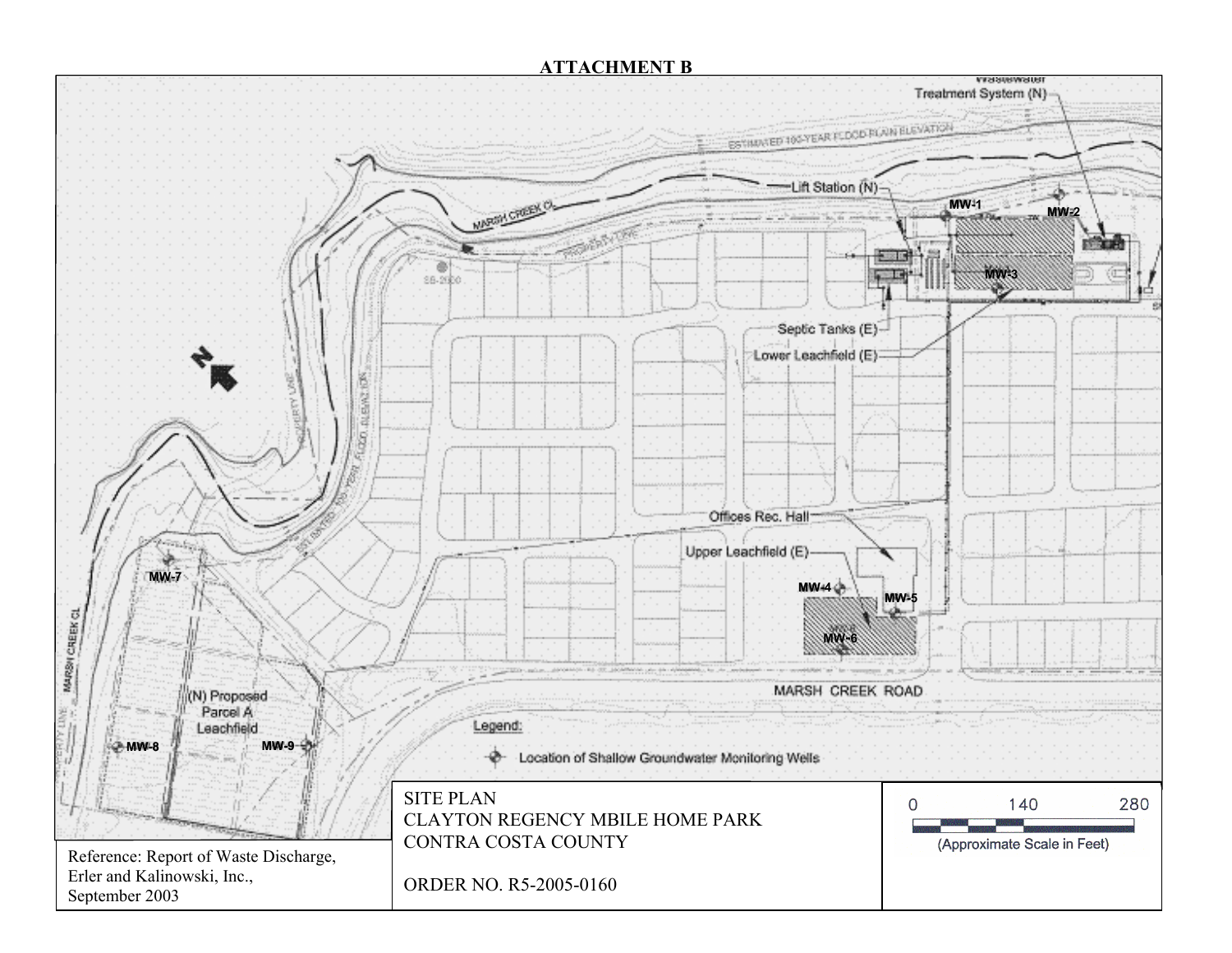**ATTACHMENT B**

Wastewater Treatment System (N)

ESTIMATED 100-YEAR FLOOD PLAIN ELEVATION

Lift Station (N)

MW-1

MW-2

MARSH CREEK CL

PROPERTY LINE

MW-3

SS-2000

Septic Tanks (E)

Lower Leachfield (E)

N

PROPERTY LINE

ESTIMATED 100-YEAR FLOOD ELEVATION

Offices Rec. Hall

Upper Leachfield (E)

MW-7

MW-4

MW-5

MW-6

MARSH CREEK CL

PROPERTY LINE

MARSH CREEK ROAD

(N) Proposed Parcel A Leachfield

Legend:

MW-8

MW-9

Location of Shallow Groundwater Monitoring Wells

SITE PLAN
CLAYTON REGENCY MBILE HOME PARK
CONTRA COSTA COUNTY

ORDER NO. R5-2005-0160

0 140 280

(Approximate Scale in Feet)

Reference: Report of Waste Discharge, Erler and Kalinowski, Inc., September 2003